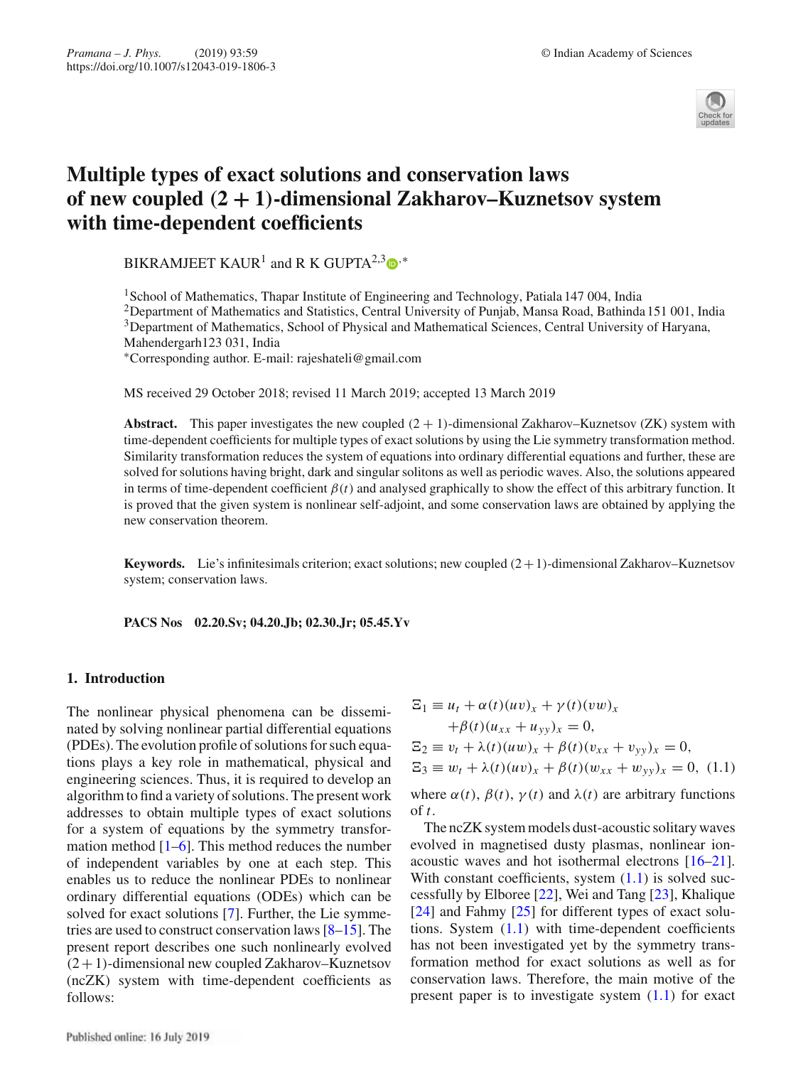# Multiple types of exact solutions and conservation laws of new coupled (2 + 1)-dimensional Zakharov–Kuznetsov system with time-dependent coefficients

BIKRAMJEET KAUR[1] and R K GUPTA[2,3,*]

[1]School of Mathematics, Thapar Institute of Engineering and Technology, Patiala 147 004, India
[2]Department of Mathematics and Statistics, Central University of Punjab, Mansa Road, Bathinda 151 001, India
[3]Department of Mathematics, School of Physical and Mathematical Sciences, Central University of Haryana, Mahendergarh 123 031, India
[*]Corresponding author. E-mail: rajeshateli@gmail.com

MS received 29 October 2018; revised 11 March 2019; accepted 13 March 2019

**Abstract.** This paper investigates the new coupled (2 + 1)-dimensional Zakharov–Kuznetsov (ZK) system with time-dependent coefficients for multiple types of exact solutions by using the Lie symmetry transformation method. Similarity transformation reduces the system of equations into ordinary differential equations and further, these are solved for solutions having bright, dark and singular solitons as well as periodic waves. Also, the solutions appeared in terms of time-dependent coefficient $\beta(t)$ and analysed graphically to show the effect of this arbitrary function. It is proved that the given system is nonlinear self-adjoint, and some conservation laws are obtained by applying the new conservation theorem.

**Keywords.** Lie's infinitesimals criterion; exact solutions; new coupled (2 + 1)-dimensional Zakharov–Kuznetsov system; conservation laws.

**PACS Nos** 02.20.Sv; 04.20.Jb; 02.30.Jr; 05.45.Yv

## 1. Introduction

The nonlinear physical phenomena can be disseminated by solving nonlinear partial differential equations (PDEs). The evolution profile of solutions for such equations plays a key role in mathematical, physical and engineering sciences. Thus, it is required to develop an algorithm to find a variety of solutions. The present work addresses to obtain multiple types of exact solutions for a system of equations by the symmetry transformation method [1–6]. This method reduces the number of independent variables by one at each step. This enables us to reduce the nonlinear PDEs to nonlinear ordinary differential equations (ODEs) which can be solved for exact solutions [7]. Further, the Lie symmetries are used to construct conservation laws [8–15]. The present report describes one such nonlinearly evolved (2 + 1)-dimensional new coupled Zakharov–Kuznetsov (ncZK) system with time-dependent coefficients as follows:

$$
\begin{aligned}
\Xi_1 &\equiv u_t + \alpha(t)(uv)_x + \gamma(t)(vw)_x \\
&\quad + \beta(t)(u_{xx} + u_{yy})_x = 0, \\
\Xi_2 &\equiv v_t + \lambda(t)(uw)_x + \beta(t)(v_{xx} + v_{yy})_x = 0, \\
\Xi_3 &\equiv w_t + \lambda(t)(uv)_x + \beta(t)(w_{xx} + w_{yy})_x = 0, \quad (1.1)
\end{aligned}
$$

where $\alpha(t)$, $\beta(t)$, $\gamma(t)$ and $\lambda(t)$ are arbitrary functions of $t$.

The ncZK system models dust-acoustic solitary waves evolved in magnetised dusty plasmas, nonlinear ion-acoustic waves and hot isothermal electrons [16–21]. With constant coefficients, system (1.1) is solved successfully by Elboree [22], Wei and Tang [23], Khalique [24] and Fahmy [25] for different types of exact solutions. System (1.1) with time-dependent coefficients has not been investigated yet by the symmetry transformation method for exact solutions as well as for conservation laws. Therefore, the main motive of the present paper is to investigate system (1.1) for exact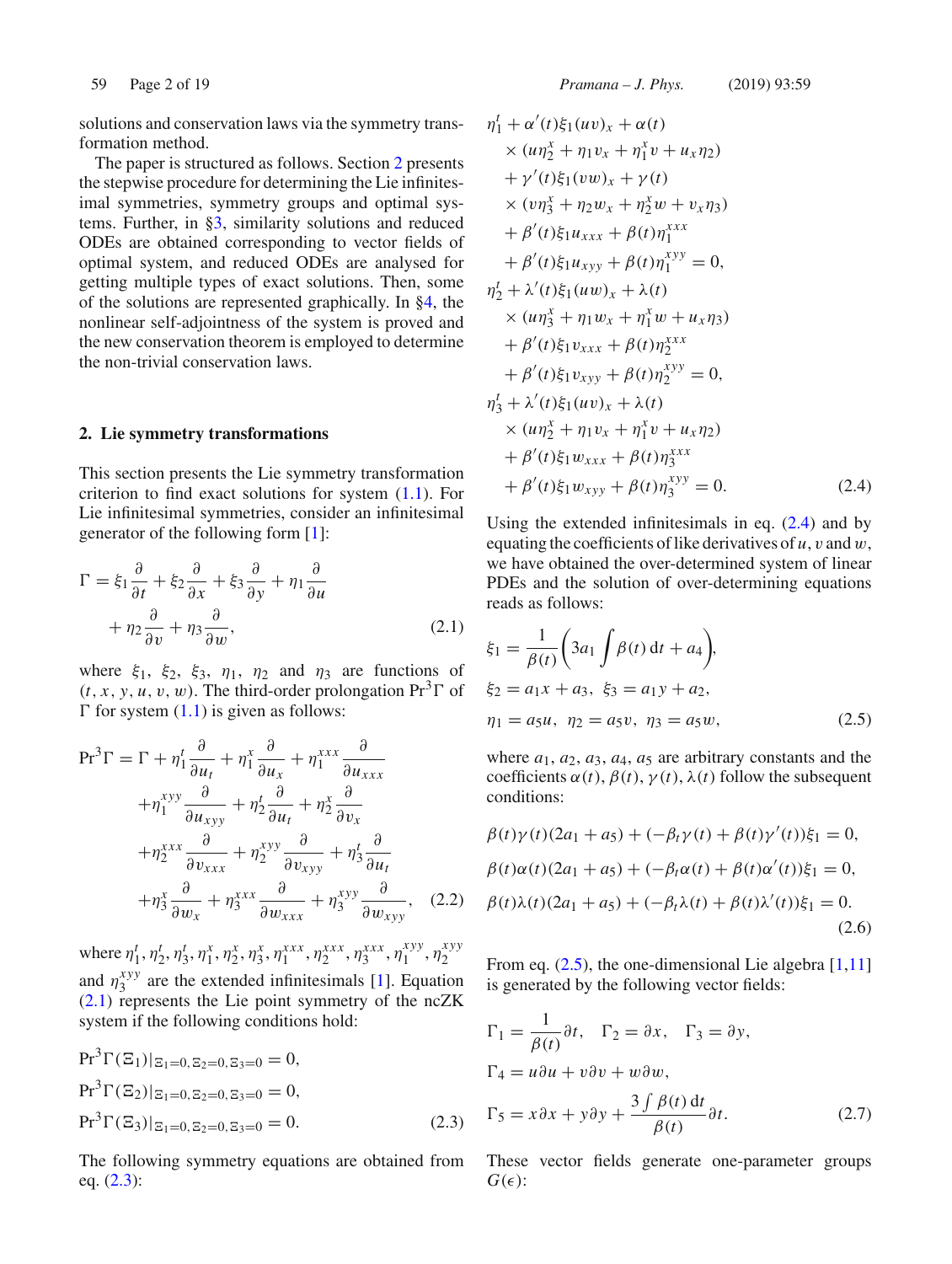solutions and conservation laws via the symmetry transformation method.

The paper is structured as follows. Section 2 presents the stepwise procedure for determining the Lie infinitesimal symmetries, symmetry groups and optimal systems. Further, in §3, similarity solutions and reduced ODEs are obtained corresponding to vector fields of optimal system, and reduced ODEs are analysed for getting multiple types of exact solutions. Then, some of the solutions are represented graphically. In §4, the nonlinear self-adjointness of the system is proved and the new conservation theorem is employed to determine the non-trivial conservation laws.

## 2. Lie symmetry transformations

This section presents the Lie symmetry transformation criterion to find exact solutions for system (1.1). For Lie infinitesimal symmetries, consider an infinitesimal generator of the following form [1]:

$$\Gamma = \xi_1 \frac{\partial}{\partial t} + \xi_2 \frac{\partial}{\partial x} + \xi_3 \frac{\partial}{\partial y} + \eta_1 \frac{\partial}{\partial u} + \eta_2 \frac{\partial}{\partial v} + \eta_3 \frac{\partial}{\partial w}, \tag{2.1}$$

where $\xi_1$, $\xi_2$, $\xi_3$, $\eta_1$, $\eta_2$ and $\eta_3$ are functions of $(t, x, y, u, v, w)$. The third-order prolongation $\mathrm{Pr}^3\Gamma$ of $\Gamma$ for system (1.1) is given as follows:

$$\begin{aligned}\mathrm{Pr}^3\Gamma = \Gamma &+ \eta_1^t \frac{\partial}{\partial u_t} + \eta_1^x \frac{\partial}{\partial u_x} + \eta_1^{xxx} \frac{\partial}{\partial u_{xxx}} \\ &+ \eta_1^{xyy} \frac{\partial}{\partial u_{xyy}} + \eta_2^t \frac{\partial}{\partial u_t} + \eta_2^x \frac{\partial}{\partial v_x} \\ &+ \eta_2^{xxx} \frac{\partial}{\partial v_{xxx}} + \eta_2^{xyy} \frac{\partial}{\partial v_{xyy}} + \eta_3^t \frac{\partial}{\partial u_t} \\ &+ \eta_3^x \frac{\partial}{\partial w_x} + \eta_3^{xxx} \frac{\partial}{\partial w_{xxx}} + \eta_3^{xyy} \frac{\partial}{\partial w_{xyy}},\end{aligned} \tag{2.2}$$

where $\eta_1^t, \eta_2^t, \eta_3^t, \eta_1^x, \eta_2^x, \eta_3^x, \eta_1^{xxx}, \eta_2^{xxx}, \eta_3^{xxx}, \eta_1^{xyy}, \eta_2^{xyy}$ and $\eta_3^{xyy}$ are the extended infinitesimals [1]. Equation (2.1) represents the Lie point symmetry of the ncZK system if the following conditions hold:

$$\begin{aligned}&\mathrm{Pr}^3\Gamma(\Xi_1)|_{\Xi_1=0,\Xi_2=0,\Xi_3=0} = 0, \\ &\mathrm{Pr}^3\Gamma(\Xi_2)|_{\Xi_1=0,\Xi_2=0,\Xi_3=0} = 0, \\ &\mathrm{Pr}^3\Gamma(\Xi_3)|_{\Xi_1=0,\Xi_2=0,\Xi_3=0} = 0.\end{aligned} \tag{2.3}$$

The following symmetry equations are obtained from eq. (2.3):

$$\begin{aligned}&\eta_1^t + \alpha'(t)\xi_1(uv)_x + \alpha(t) \\ &\quad\times (u\eta_2^x + \eta_1 v_x + \eta_1^x v + u_x\eta_2) \\ &\quad+ \gamma'(t)\xi_1(vw)_x + \gamma(t) \\ &\quad\times (v\eta_3^x + \eta_2 w_x + \eta_2^x w + v_x\eta_3) \\ &\quad+ \beta'(t)\xi_1 u_{xxx} + \beta(t)\eta_1^{xxx} \\ &\quad+ \beta'(t)\xi_1 u_{xyy} + \beta(t)\eta_1^{xyy} = 0, \\ &\eta_2^t + \lambda'(t)\xi_1(uw)_x + \lambda(t) \\ &\quad\times (u\eta_3^x + \eta_1 w_x + \eta_1^x w + u_x\eta_3) \\ &\quad+ \beta'(t)\xi_1 v_{xxx} + \beta(t)\eta_2^{xxx} \\ &\quad+ \beta'(t)\xi_1 v_{xyy} + \beta(t)\eta_2^{xyy} = 0, \\ &\eta_3^t + \lambda'(t)\xi_1(uv)_x + \lambda(t) \\ &\quad\times (u\eta_2^x + \eta_1 v_x + \eta_1^x v + u_x\eta_2) \\ &\quad+ \beta'(t)\xi_1 w_{xxx} + \beta(t)\eta_3^{xxx} \\ &\quad+ \beta'(t)\xi_1 w_{xyy} + \beta(t)\eta_3^{xyy} = 0.\end{aligned} \tag{2.4}$$

Using the extended infinitesimals in eq. (2.4) and by equating the coefficients of like derivatives of $u$, $v$ and $w$, we have obtained the over-determined system of linear PDEs and the solution of over-determining equations reads as follows:

$$\begin{aligned}&\xi_1 = \frac{1}{\beta(t)}\left(3a_1 \int \beta(t)\,\mathrm{d}t + a_4\right), \\ &\xi_2 = a_1 x + a_3, \quad \xi_3 = a_1 y + a_2, \\ &\eta_1 = a_5 u, \quad \eta_2 = a_5 v, \quad \eta_3 = a_5 w,\end{aligned} \tag{2.5}$$

where $a_1, a_2, a_3, a_4, a_5$ are arbitrary constants and the coefficients $\alpha(t), \beta(t), \gamma(t), \lambda(t)$ follow the subsequent conditions:

$$\begin{aligned}&\beta(t)\gamma(t)(2a_1 + a_5) + (-\beta_t\gamma(t) + \beta(t)\gamma'(t))\xi_1 = 0, \\ &\beta(t)\alpha(t)(2a_1 + a_5) + (-\beta_t\alpha(t) + \beta(t)\alpha'(t))\xi_1 = 0, \\ &\beta(t)\lambda(t)(2a_1 + a_5) + (-\beta_t\lambda(t) + \beta(t)\lambda'(t))\xi_1 = 0.\end{aligned} \tag{2.6}$$

From eq. (2.5), the one-dimensional Lie algebra [1,11] is generated by the following vector fields:

$$\begin{aligned}&\Gamma_1 = \frac{1}{\beta(t)}\partial t, \quad \Gamma_2 = \partial x, \quad \Gamma_3 = \partial y, \\ &\Gamma_4 = u\partial u + v\partial v + w\partial w, \\ &\Gamma_5 = x\partial x + y\partial y + \frac{3\int \beta(t)\,\mathrm{d}t}{\beta(t)}\partial t.\end{aligned} \tag{2.7}$$

These vector fields generate one-parameter groups $G(\epsilon)$: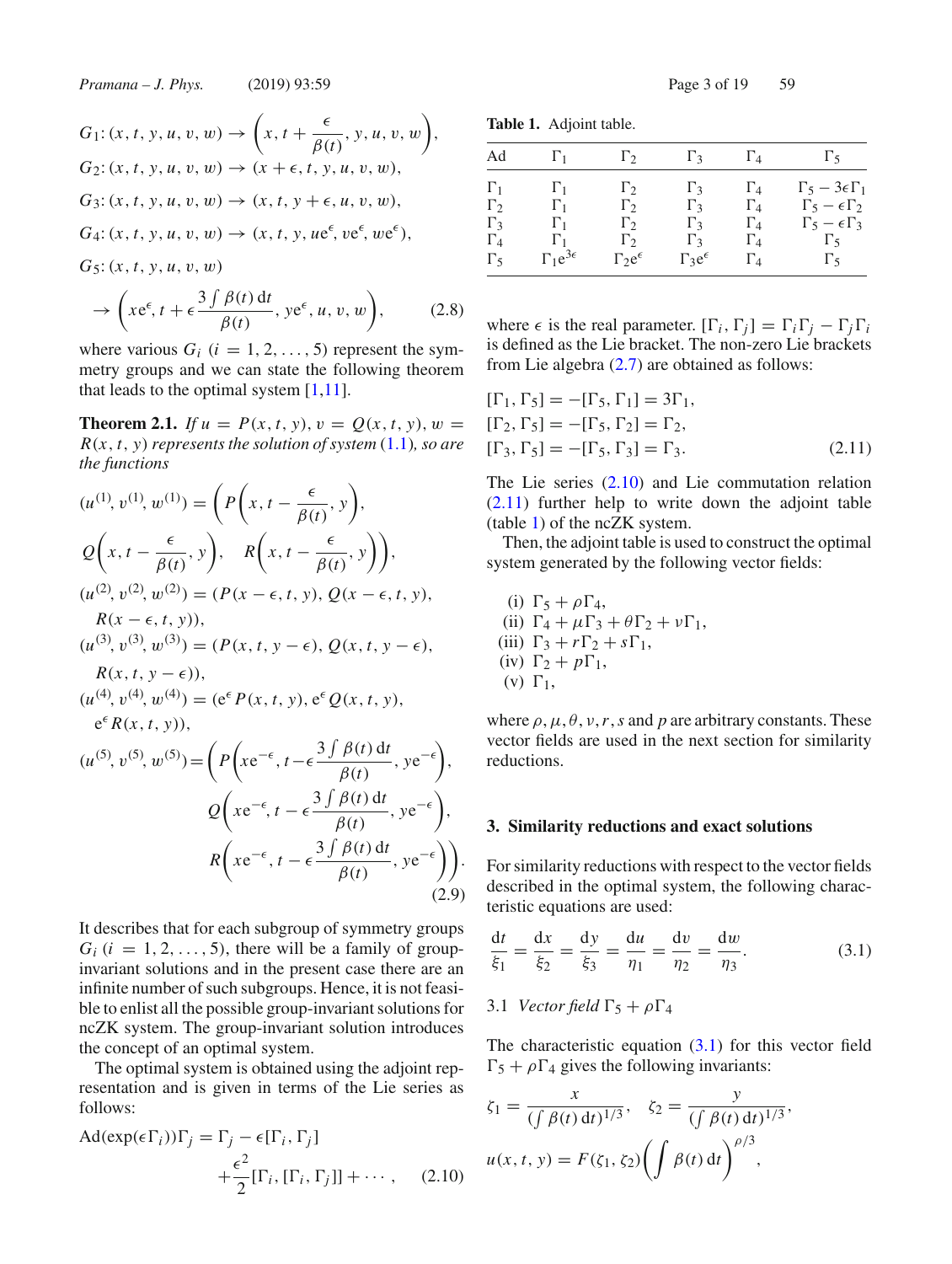$$G_1: (x, t, y, u, v, w) \to \left(x, t + \frac{\epsilon}{\beta(t)}, y, u, v, w\right),$$

$$G_2: (x, t, y, u, v, w) \to (x + \epsilon, t, y, u, v, w),$$

$$G_3: (x, t, y, u, v, w) \to (x, t, y + \epsilon, u, v, w),$$

$$G_4: (x, t, y, u, v, w) \to (x, t, y, u e^{\epsilon}, v e^{\epsilon}, w e^{\epsilon}),$$

$$G_5: (x, t, y, u, v, w) \to \left(x e^{\epsilon}, t + \epsilon \frac{3\int \beta(t)\,dt}{\beta(t)}, y e^{\epsilon}, u, v, w\right), \tag{2.8}$$

where various $G_i$ $(i = 1, 2, \ldots, 5)$ represent the symmetry groups and we can state the following theorem that leads to the optimal system [1,11].

**Theorem 2.1.** *If $u = P(x, t, y)$, $v = Q(x, t, y)$, $w = R(x, t, y)$ represents the solution of system* (1.1)*, so are the functions*

$$(u^{(1)}, v^{(1)}, w^{(1)}) = \left(P\left(x, t - \frac{\epsilon}{\beta(t)}, y\right), Q\left(x, t - \frac{\epsilon}{\beta(t)}, y\right), R\left(x, t - \frac{\epsilon}{\beta(t)}, y\right)\right),$$

$$(u^{(2)}, v^{(2)}, w^{(2)}) = (P(x - \epsilon, t, y), Q(x - \epsilon, t, y), R(x - \epsilon, t, y)),$$

$$(u^{(3)}, v^{(3)}, w^{(3)}) = (P(x, t, y - \epsilon), Q(x, t, y - \epsilon), R(x, t, y - \epsilon)),$$

$$(u^{(4)}, v^{(4)}, w^{(4)}) = (e^{\epsilon} P(x, t, y), e^{\epsilon} Q(x, t, y), e^{\epsilon} R(x, t, y)),$$

$$(u^{(5)}, v^{(5)}, w^{(5)}) = \left(P\left(x e^{-\epsilon}, t - \epsilon \frac{3\int \beta(t)\,dt}{\beta(t)}, y e^{-\epsilon}\right), Q\left(x e^{-\epsilon}, t - \epsilon \frac{3\int \beta(t)\,dt}{\beta(t)}, y e^{-\epsilon}\right), R\left(x e^{-\epsilon}, t - \epsilon \frac{3\int \beta(t)\,dt}{\beta(t)}, y e^{-\epsilon}\right)\right). \tag{2.9}$$

It describes that for each subgroup of symmetry groups $G_i$ $(i = 1, 2, \ldots, 5)$, there will be a family of group-invariant solutions and in the present case there are an infinite number of such subgroups. Hence, it is not feasible to enlist all the possible group-invariant solutions for ncZK system. The group-invariant solution introduces the concept of an optimal system.

The optimal system is obtained using the adjoint representation and is given in terms of the Lie series as follows:

$$\mathrm{Ad}(\exp(\epsilon \Gamma_i))\Gamma_j = \Gamma_j - \epsilon[\Gamma_i, \Gamma_j] + \frac{\epsilon^2}{2}[\Gamma_i, [\Gamma_i, \Gamma_j]] + \cdots, \tag{2.10}$$

**Table 1.** Adjoint table.

| Ad | $\Gamma_1$ | $\Gamma_2$ | $\Gamma_3$ | $\Gamma_4$ | $\Gamma_5$ |
|---|---|---|---|---|---|
| $\Gamma_1$ | $\Gamma_1$ | $\Gamma_2$ | $\Gamma_3$ | $\Gamma_4$ | $\Gamma_5 - 3\epsilon\Gamma_1$ |
| $\Gamma_2$ | $\Gamma_1$ | $\Gamma_2$ | $\Gamma_3$ | $\Gamma_4$ | $\Gamma_5 - \epsilon\Gamma_2$ |
| $\Gamma_3$ | $\Gamma_1$ | $\Gamma_2$ | $\Gamma_3$ | $\Gamma_4$ | $\Gamma_5 - \epsilon\Gamma_3$ |
| $\Gamma_4$ | $\Gamma_1$ | $\Gamma_2$ | $\Gamma_3$ | $\Gamma_4$ | $\Gamma_5$ |
| $\Gamma_5$ | $\Gamma_1 e^{3\epsilon}$ | $\Gamma_2 e^{\epsilon}$ | $\Gamma_3 e^{\epsilon}$ | $\Gamma_4$ | $\Gamma_5$ |

where $\epsilon$ is the real parameter. $[\Gamma_i, \Gamma_j] = \Gamma_i \Gamma_j - \Gamma_j \Gamma_i$ is defined as the Lie bracket. The non-zero Lie brackets from Lie algebra (2.7) are obtained as follows:

$$[\Gamma_1, \Gamma_5] = -[\Gamma_5, \Gamma_1] = 3\Gamma_1,$$
$$[\Gamma_2, \Gamma_5] = -[\Gamma_5, \Gamma_2] = \Gamma_2,$$
$$[\Gamma_3, \Gamma_5] = -[\Gamma_5, \Gamma_3] = \Gamma_3. \tag{2.11}$$

The Lie series (2.10) and Lie commutation relation (2.11) further help to write down the adjoint table (table 1) of the ncZK system.

Then, the adjoint table is used to construct the optimal system generated by the following vector fields:

(i) $\Gamma_5 + \rho\Gamma_4$,
(ii) $\Gamma_4 + \mu\Gamma_3 + \theta\Gamma_2 + \nu\Gamma_1$,
(iii) $\Gamma_3 + r\Gamma_2 + s\Gamma_1$,
(iv) $\Gamma_2 + p\Gamma_1$,
(v) $\Gamma_1$,

where $\rho, \mu, \theta, \nu, r, s$ and $p$ are arbitrary constants. These vector fields are used in the next section for similarity reductions.

## 3. Similarity reductions and exact solutions

For similarity reductions with respect to the vector fields described in the optimal system, the following characteristic equations are used:

$$\frac{dt}{\xi_1} = \frac{dx}{\xi_2} = \frac{dy}{\xi_3} = \frac{du}{\eta_1} = \frac{dv}{\eta_2} = \frac{dw}{\eta_3}. \tag{3.1}$$

### 3.1 *Vector field $\Gamma_5 + \rho\Gamma_4$*

The characteristic equation (3.1) for this vector field $\Gamma_5 + \rho\Gamma_4$ gives the following invariants:

$$\zeta_1 = \frac{x}{(\int \beta(t)\,dt)^{1/3}}, \quad \zeta_2 = \frac{y}{(\int \beta(t)\,dt)^{1/3}},$$

$$u(x, t, y) = F(\zeta_1, \zeta_2)\left(\int \beta(t)\,dt\right)^{\rho/3},$$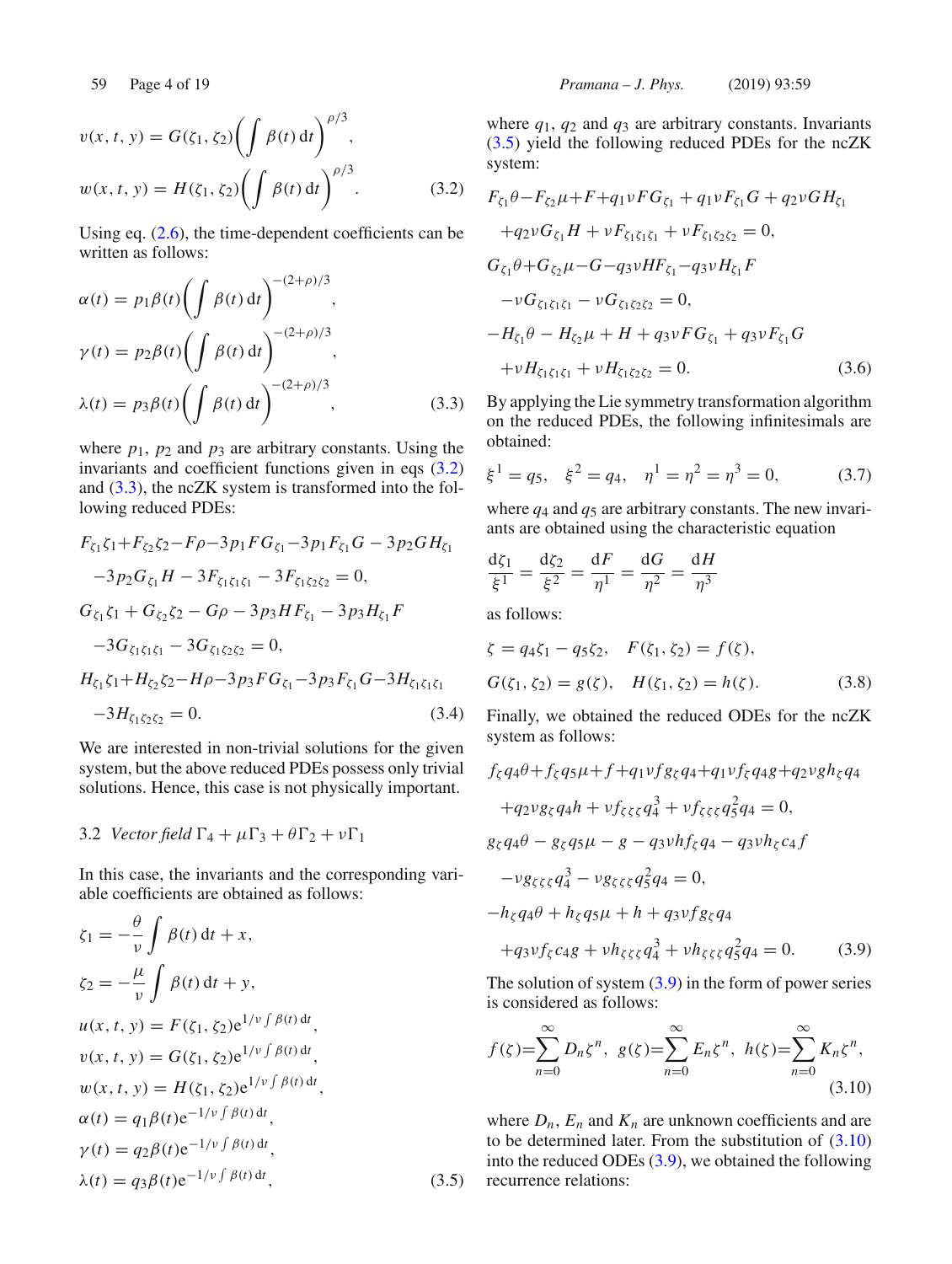$$
v(x,t,y) = G(\zeta_1,\zeta_2)\left(\int \beta(t)\,\mathrm{d}t\right)^{\rho/3},
$$

$$
w(x,t,y) = H(\zeta_1,\zeta_2)\left(\int \beta(t)\,\mathrm{d}t\right)^{\rho/3}. \tag{3.2}
$$

Using eq. (2.6), the time-dependent coefficients can be written as follows:

$$
\alpha(t) = p_1\beta(t)\left(\int \beta(t)\,\mathrm{d}t\right)^{-(2+\rho)/3},
$$

$$
\gamma(t) = p_2\beta(t)\left(\int \beta(t)\,\mathrm{d}t\right)^{-(2+\rho)/3},
$$

$$
\lambda(t) = p_3\beta(t)\left(\int \beta(t)\,\mathrm{d}t\right)^{-(2+\rho)/3}, \tag{3.3}
$$

where $p_1$, $p_2$ and $p_3$ are arbitrary constants. Using the invariants and coefficient functions given in eqs (3.2) and (3.3), the ncZK system is transformed into the following reduced PDEs:

$$
\begin{aligned}
&F_{\zeta_1}\zeta_1+F_{\zeta_2}\zeta_2-F\rho-3p_1FG_{\zeta_1}-3p_1F_{\zeta_1}G-3p_2GH_{\zeta_1}\\
&\quad-3p_2G_{\zeta_1}H-3F_{\zeta_1\zeta_1\zeta_1}-3F_{\zeta_1\zeta_2\zeta_2}=0,\\
&G_{\zeta_1}\zeta_1+G_{\zeta_2}\zeta_2-G\rho-3p_3HF_{\zeta_1}-3p_3H_{\zeta_1}F\\
&\quad-3G_{\zeta_1\zeta_1\zeta_1}-3G_{\zeta_1\zeta_2\zeta_2}=0,\\
&H_{\zeta_1}\zeta_1+H_{\zeta_2}\zeta_2-H\rho-3p_3FG_{\zeta_1}-3p_3F_{\zeta_1}G-3H_{\zeta_1\zeta_1\zeta_1}\\
&\quad-3H_{\zeta_1\zeta_2\zeta_2}=0.
\end{aligned} \tag{3.4}
$$

We are interested in non-trivial solutions for the given system, but the above reduced PDEs possess only trivial solutions. Hence, this case is not physically important.

### 3.2 *Vector field* $\Gamma_4+\mu\Gamma_3+\theta\Gamma_2+\nu\Gamma_1$

In this case, the invariants and the corresponding variable coefficients are obtained as follows:

$$
\begin{aligned}
\zeta_1 &= -\frac{\theta}{\nu}\int \beta(t)\,\mathrm{d}t + x,\\
\zeta_2 &= -\frac{\mu}{\nu}\int \beta(t)\,\mathrm{d}t + y,\\
u(x,t,y) &= F(\zeta_1,\zeta_2)\mathrm{e}^{1/\nu\int\beta(t)\,\mathrm{d}t},\\
v(x,t,y) &= G(\zeta_1,\zeta_2)\mathrm{e}^{1/\nu\int\beta(t)\,\mathrm{d}t},\\
w(x,t,y) &= H(\zeta_1,\zeta_2)\mathrm{e}^{1/\nu\int\beta(t)\,\mathrm{d}t},\\
\alpha(t) &= q_1\beta(t)\mathrm{e}^{-1/\nu\int\beta(t)\,\mathrm{d}t},\\
\gamma(t) &= q_2\beta(t)\mathrm{e}^{-1/\nu\int\beta(t)\,\mathrm{d}t},\\
\lambda(t) &= q_3\beta(t)\mathrm{e}^{-1/\nu\int\beta(t)\,\mathrm{d}t},
\end{aligned} \tag{3.5}
$$

where $q_1$, $q_2$ and $q_3$ are arbitrary constants. Invariants (3.5) yield the following reduced PDEs for the ncZK system:

$$
\begin{aligned}
&F_{\zeta_1}\theta-F_{\zeta_2}\mu+F+q_1\nu FG_{\zeta_1}+q_1\nu F_{\zeta_1}G+q_2\nu GH_{\zeta_1}\\
&\quad+q_2\nu G_{\zeta_1}H+\nu F_{\zeta_1\zeta_1\zeta_1}+\nu F_{\zeta_1\zeta_2\zeta_2}=0,\\
&G_{\zeta_1}\theta+G_{\zeta_2}\mu-G-q_3\nu HF_{\zeta_1}-q_3\nu H_{\zeta_1}F\\
&\quad-\nu G_{\zeta_1\zeta_1\zeta_1}-\nu G_{\zeta_1\zeta_2\zeta_2}=0,\\
&-H_{\zeta_1}\theta-H_{\zeta_2}\mu+H+q_3\nu FG_{\zeta_1}+q_3\nu F_{\zeta_1}G\\
&\quad+\nu H_{\zeta_1\zeta_1\zeta_1}+\nu H_{\zeta_1\zeta_2\zeta_2}=0.
\end{aligned} \tag{3.6}
$$

By applying the Lie symmetry transformation algorithm on the reduced PDEs, the following infinitesimals are obtained:

$$
\xi^1=q_5,\quad \xi^2=q_4,\quad \eta^1=\eta^2=\eta^3=0, \tag{3.7}
$$

where $q_4$ and $q_5$ are arbitrary constants. The new invariants are obtained using the characteristic equation

$$
\frac{\mathrm{d}\zeta_1}{\xi^1}=\frac{\mathrm{d}\zeta_2}{\xi^2}=\frac{\mathrm{d}F}{\eta^1}=\frac{\mathrm{d}G}{\eta^2}=\frac{\mathrm{d}H}{\eta^3}
$$

as follows:

$$
\begin{aligned}
&\zeta=q_4\zeta_1-q_5\zeta_2,\quad F(\zeta_1,\zeta_2)=f(\zeta),\\
&G(\zeta_1,\zeta_2)=g(\zeta),\quad H(\zeta_1,\zeta_2)=h(\zeta).
\end{aligned} \tag{3.8}
$$

Finally, we obtained the reduced ODEs for the ncZK system as follows:

$$
\begin{aligned}
&f_\zeta q_4\theta+f_\zeta q_5\mu+f+q_1\nu fg_\zeta q_4+q_1\nu f_\zeta q_4g+q_2\nu gh_\zeta q_4\\
&\quad+q_2\nu g_\zeta q_4h+\nu f_{\zeta\zeta\zeta}q_4^3+\nu f_{\zeta\zeta\zeta}q_5^2q_4=0,\\
&g_\zeta q_4\theta-g_\zeta q_5\mu-g-q_3\nu hf_\zeta q_4-q_3\nu h_\zeta c_4f\\
&\quad-\nu g_{\zeta\zeta\zeta}q_4^3-\nu g_{\zeta\zeta\zeta}q_5^2q_4=0,\\
&-h_\zeta q_4\theta+h_\zeta q_5\mu+h+q_3\nu fg_\zeta q_4\\
&\quad+q_3\nu f_\zeta c_4g+\nu h_{\zeta\zeta\zeta}q_4^3+\nu h_{\zeta\zeta\zeta}q_5^2q_4=0.
\end{aligned} \tag{3.9}
$$

The solution of system (3.9) in the form of power series is considered as follows:

$$
f(\zeta)=\sum_{n=0}^{\infty}D_n\zeta^n,\ \ g(\zeta)=\sum_{n=0}^{\infty}E_n\zeta^n,\ \ h(\zeta)=\sum_{n=0}^{\infty}K_n\zeta^n, \tag{3.10}
$$

where $D_n$, $E_n$ and $K_n$ are unknown coefficients and are to be determined later. From the substitution of (3.10) into the reduced ODEs (3.9), we obtained the following recurrence relations: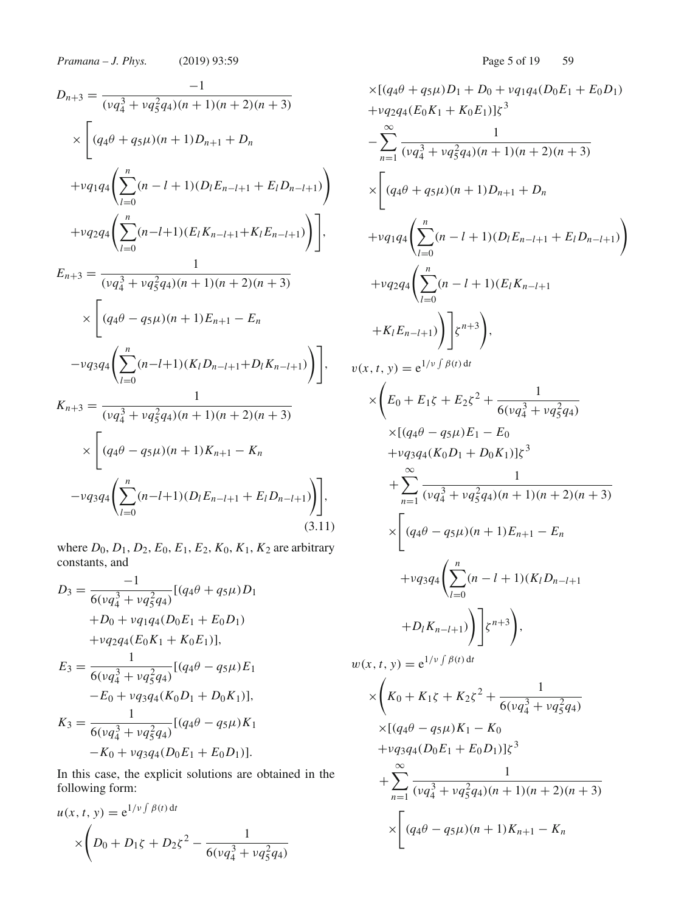$$D_{n+3} = \frac{-1}{(\nu q_4^3 + \nu q_5^2 q_4)(n+1)(n+2)(n+3)} \times \Bigg[ (q_4\theta + q_5\mu)(n+1)D_{n+1} + D_n + \nu q_1 q_4 \left( \sum_{l=0}^{n} (n-l+1)(D_l E_{n-l+1} + E_l D_{n-l+1}) \right) + \nu q_2 q_4 \left( \sum_{l=0}^{n} (n-l+1)(E_l K_{n-l+1} + K_l E_{n-l+1}) \right) \Bigg],$$

$$E_{n+3} = \frac{1}{(\nu q_4^3 + \nu q_5^2 q_4)(n+1)(n+2)(n+3)} \times \Bigg[ (q_4\theta - q_5\mu)(n+1)E_{n+1} - E_n - \nu q_3 q_4 \left( \sum_{l=0}^{n} (n-l+1)(K_l D_{n-l+1} + D_l K_{n-l+1}) \right) \Bigg],$$

$$K_{n+3} = \frac{1}{(\nu q_4^3 + \nu q_5^2 q_4)(n+1)(n+2)(n+3)} \times \Bigg[ (q_4\theta - q_5\mu)(n+1)K_{n+1} - K_n - \nu q_3 q_4 \left( \sum_{l=0}^{n} (n-l+1)(D_l E_{n-l+1} + E_l D_{n-l+1}) \right) \Bigg], \tag{3.11}$$

where $D_0, D_1, D_2, E_0, E_1, E_2, K_0, K_1, K_2$ are arbitrary constants, and

$$D_3 = \frac{-1}{6(\nu q_4^3 + \nu q_5^2 q_4)} [(q_4\theta + q_5\mu)D_1 + D_0 + \nu q_1 q_4 (D_0 E_1 + E_0 D_1) + \nu q_2 q_4 (E_0 K_1 + K_0 E_1)],$$

$$E_3 = \frac{1}{6(\nu q_4^3 + \nu q_5^2 q_4)} [(q_4\theta - q_5\mu)E_1 - E_0 + \nu q_3 q_4 (K_0 D_1 + D_0 K_1)],$$

$$K_3 = \frac{1}{6(\nu q_4^3 + \nu q_5^2 q_4)} [(q_4\theta - q_5\mu)K_1 - K_0 + \nu q_3 q_4 (D_0 E_1 + E_0 D_1)].$$

In this case, the explicit solutions are obtained in the following form:

$$u(x,t,y) = e^{1/\nu \int \beta(t)\,dt} \times \Bigg( D_0 + D_1\zeta + D_2\zeta^2 - \frac{1}{6(\nu q_4^3 + \nu q_5^2 q_4)} \times [(q_4\theta + q_5\mu)D_1 + D_0 + \nu q_1 q_4 (D_0 E_1 + E_0 D_1) + \nu q_2 q_4 (E_0 K_1 + K_0 E_1)]\zeta^3 - \sum_{n=1}^{\infty} \frac{1}{(\nu q_4^3 + \nu q_5^2 q_4)(n+1)(n+2)(n+3)} \times \Bigg[ (q_4\theta + q_5\mu)(n+1)D_{n+1} + D_n + \nu q_1 q_4 \left( \sum_{l=0}^{n} (n-l+1)(D_l E_{n-l+1} + E_l D_{n-l+1}) \right) + \nu q_2 q_4 \left( \sum_{l=0}^{n} (n-l+1)(E_l K_{n-l+1} + K_l E_{n-l+1}) \right) \Bigg] \zeta^{n+3} \Bigg),$$

$$v(x,t,y) = e^{1/\nu \int \beta(t)\,dt} \times \Bigg( E_0 + E_1\zeta + E_2\zeta^2 + \frac{1}{6(\nu q_4^3 + \nu q_5^2 q_4)} \times [(q_4\theta - q_5\mu)E_1 - E_0 + \nu q_3 q_4 (K_0 D_1 + D_0 K_1)]\zeta^3 + \sum_{n=1}^{\infty} \frac{1}{(\nu q_4^3 + \nu q_5^2 q_4)(n+1)(n+2)(n+3)} \times \Bigg[ (q_4\theta - q_5\mu)(n+1)E_{n+1} - E_n + \nu q_3 q_4 \left( \sum_{l=0}^{n} (n-l+1)(K_l D_{n-l+1} + D_l K_{n-l+1}) \right) \Bigg] \zeta^{n+3} \Bigg),$$

$$w(x,t,y) = e^{1/\nu \int \beta(t)\,dt} \times \Bigg( K_0 + K_1\zeta + K_2\zeta^2 + \frac{1}{6(\nu q_4^3 + \nu q_5^2 q_4)} \times [(q_4\theta - q_5\mu)K_1 - K_0 + \nu q_3 q_4 (D_0 E_1 + E_0 D_1)]\zeta^3 + \sum_{n=1}^{\infty} \frac{1}{(\nu q_4^3 + \nu q_5^2 q_4)(n+1)(n+2)(n+3)} \times \Bigg[ (q_4\theta - q_5\mu)(n+1)K_{n+1} - K_n$$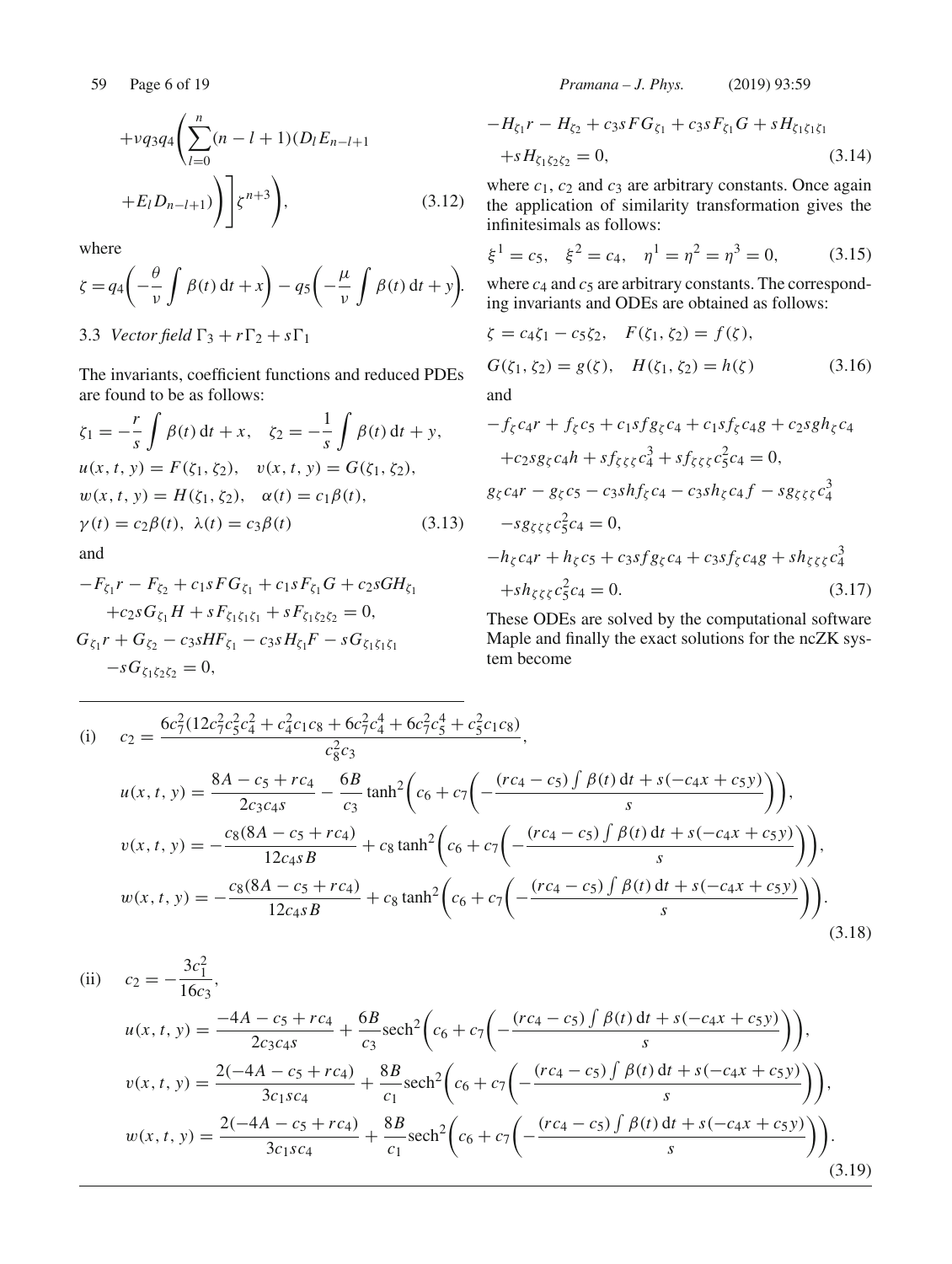$$+\nu q_3 q_4\left(\sum_{l=0}^{n}(n-l+1)(D_l E_{n-l+1}+E_l D_{n-l+1})\right)\Bigg]\zeta^{n+3}\Bigg), \tag{3.12}$$

where

$$\zeta = q_4\left(-\frac{\theta}{\nu}\int\beta(t)\,\mathrm{d}t + x\right) - q_5\left(-\frac{\mu}{\nu}\int\beta(t)\,\mathrm{d}t + y\right).$$

### 3.3 Vector field $\Gamma_3 + r\Gamma_2 + s\Gamma_1$

The invariants, coefficient functions and reduced PDEs are found to be as follows:

$$\zeta_1 = -\frac{r}{s}\int\beta(t)\,\mathrm{d}t + x,\quad \zeta_2 = -\frac{1}{s}\int\beta(t)\,\mathrm{d}t + y,$$
$$u(x,t,y) = F(\zeta_1,\zeta_2),\quad v(x,t,y) = G(\zeta_1,\zeta_2),$$
$$w(x,t,y) = H(\zeta_1,\zeta_2),\quad \alpha(t) = c_1\beta(t),$$
$$\gamma(t) = c_2\beta(t),\ \lambda(t) = c_3\beta(t) \tag{3.13}$$

and

$$-F_{\zeta_1}r - F_{\zeta_2} + c_1 sFG_{\zeta_1} + c_1 sF_{\zeta_1}G + c_2 sGH_{\zeta_1} + c_2 sG_{\zeta_1}H + sF_{\zeta_1\zeta_1\zeta_1} + sF_{\zeta_1\zeta_2\zeta_2} = 0,$$
$$G_{\zeta_1}r + G_{\zeta_2} - c_3 sHF_{\zeta_1} - c_3 sH_{\zeta_1}F - sG_{\zeta_1\zeta_1\zeta_1} - sG_{\zeta_1\zeta_2\zeta_2} = 0,$$
$$-H_{\zeta_1}r - H_{\zeta_2} + c_3 sFG_{\zeta_1} + c_3 sF_{\zeta_1}G + sH_{\zeta_1\zeta_1\zeta_1} + sH_{\zeta_1\zeta_2\zeta_2} = 0, \tag{3.14}$$

where $c_1$, $c_2$ and $c_3$ are arbitrary constants. Once again the application of similarity transformation gives the infinitesimals as follows:

$$\xi^1 = c_5,\quad \xi^2 = c_4,\quad \eta^1 = \eta^2 = \eta^3 = 0, \tag{3.15}$$

where $c_4$ and $c_5$ are arbitrary constants. The corresponding invariants and ODEs are obtained as follows:

$$\zeta = c_4\zeta_1 - c_5\zeta_2,\quad F(\zeta_1,\zeta_2) = f(\zeta),$$
$$G(\zeta_1,\zeta_2) = g(\zeta),\quad H(\zeta_1,\zeta_2) = h(\zeta) \tag{3.16}$$

and

$$-f_\zeta c_4 r + f_\zeta c_5 + c_1 sfg_\zeta c_4 + c_1 sf_\zeta c_4 g + c_2 sgh_\zeta c_4 + c_2 sg_\zeta c_4 h + sf_{\zeta\zeta\zeta}c_4^3 + sf_{\zeta\zeta\zeta}c_5^2 c_4 = 0,$$
$$g_\zeta c_4 r - g_\zeta c_5 - c_3 shf_\zeta c_4 - c_3 sh_\zeta c_4 f - sg_{\zeta\zeta\zeta}c_4^3 - sg_{\zeta\zeta\zeta}c_5^2 c_4 = 0,$$
$$-h_\zeta c_4 r + h_\zeta c_5 + c_3 sfg_\zeta c_4 + c_3 sf_\zeta c_4 g + sh_{\zeta\zeta\zeta}c_4^3 + sh_{\zeta\zeta\zeta}c_5^2 c_4 = 0. \tag{3.17}$$

These ODEs are solved by the computational software Maple and finally the exact solutions for the ncZK system become

(i)
$$c_2 = \frac{6c_7^2(12c_7^2c_5^2c_4^2 + c_4^2c_1c_8 + 6c_7^2c_4^4 + 6c_7^2c_5^4 + c_5^2c_1c_8)}{c_8^2c_3},$$
$$u(x,t,y) = \frac{8A - c_5 + rc_4}{2c_3c_4 s} - \frac{6B}{c_3}\tanh^2\left(c_6 + c_7\left(-\frac{(rc_4 - c_5)\int\beta(t)\,\mathrm{d}t + s(-c_4x + c_5y)}{s}\right)\right),$$
$$v(x,t,y) = -\frac{c_8(8A - c_5 + rc_4)}{12c_4 sB} + c_8\tanh^2\left(c_6 + c_7\left(-\frac{(rc_4 - c_5)\int\beta(t)\,\mathrm{d}t + s(-c_4x + c_5y)}{s}\right)\right),$$
$$w(x,t,y) = -\frac{c_8(8A - c_5 + rc_4)}{12c_4 sB} + c_8\tanh^2\left(c_6 + c_7\left(-\frac{(rc_4 - c_5)\int\beta(t)\,\mathrm{d}t + s(-c_4x + c_5y)}{s}\right)\right). \tag{3.18}$$

(ii)
$$c_2 = -\frac{3c_1^2}{16c_3},$$
$$u(x,t,y) = \frac{-4A - c_5 + rc_4}{2c_3c_4 s} + \frac{6B}{c_3}\mathrm{sech}^2\left(c_6 + c_7\left(-\frac{(rc_4 - c_5)\int\beta(t)\,\mathrm{d}t + s(-c_4x + c_5y)}{s}\right)\right),$$
$$v(x,t,y) = \frac{2(-4A - c_5 + rc_4)}{3c_1 sc_4} + \frac{8B}{c_1}\mathrm{sech}^2\left(c_6 + c_7\left(-\frac{(rc_4 - c_5)\int\beta(t)\,\mathrm{d}t + s(-c_4x + c_5y)}{s}\right)\right),$$
$$w(x,t,y) = \frac{2(-4A - c_5 + rc_4)}{3c_1 sc_4} + \frac{8B}{c_1}\mathrm{sech}^2\left(c_6 + c_7\left(-\frac{(rc_4 - c_5)\int\beta(t)\,\mathrm{d}t + s(-c_4x + c_5y)}{s}\right)\right). \tag{3.19}$$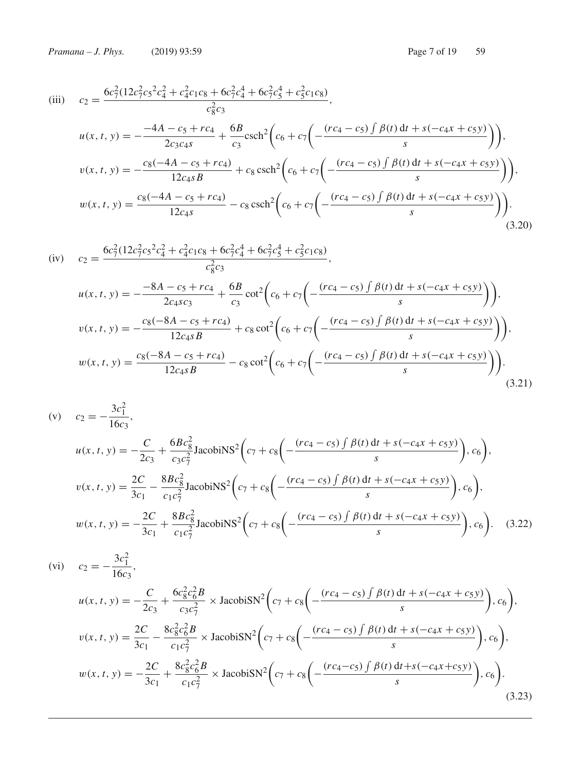(iii) $$c_2 = \frac{6c_7^2(12c_7^2c_5{}^2c_4^2 + c_4^2c_1c_8 + 6c_7^2c_4^4 + 6c_7^2c_5^4 + c_5^2c_1c_8)}{c_8^2c_3},$$

$$u(x,t,y) = -\frac{-4A - c_5 + rc_4}{2c_3c_4s} + \frac{6B}{c_3}\text{csch}^2\left(c_6 + c_7\left(-\frac{(rc_4 - c_5)\int\beta(t)\,\mathrm{d}t + s(-c_4x + c_5y)}{s}\right)\right),$$

$$v(x,t,y) = -\frac{c_8(-4A - c_5 + rc_4)}{12c_4sB} + c_8\,\text{csch}^2\left(c_6 + c_7\left(-\frac{(rc_4 - c_5)\int\beta(t)\,\mathrm{d}t + s(-c_4x + c_5y)}{s}\right)\right),$$

$$w(x,t,y) = \frac{c_8(-4A - c_5 + rc_4)}{12c_4s} - c_8\,\text{csch}^2\left(c_6 + c_7\left(-\frac{(rc_4 - c_5)\int\beta(t)\,\mathrm{d}t + s(-c_4x + c_5y)}{s}\right)\right). \tag{3.20}$$

(iv) $$c_2 = \frac{6c_7^2(12c_7^2c_5{}^2c_4^2 + c_4^2c_1c_8 + 6c_7^2c_4^4 + 6c_7^2c_5^4 + c_5^2c_1c_8)}{c_8^2c_3},$$

$$u(x,t,y) = -\frac{-8A - c_5 + rc_4}{2c_4sc_3} + \frac{6B}{c_3}\cot^2\left(c_6 + c_7\left(-\frac{(rc_4 - c_5)\int\beta(t)\,\mathrm{d}t + s(-c_4x + c_5y)}{s}\right)\right),$$

$$v(x,t,y) = -\frac{c_8(-8A - c_5 + rc_4)}{12c_4sB} + c_8\cot^2\left(c_6 + c_7\left(-\frac{(rc_4 - c_5)\int\beta(t)\,\mathrm{d}t + s(-c_4x + c_5y)}{s}\right)\right),$$

$$w(x,t,y) = \frac{c_8(-8A - c_5 + rc_4)}{12c_4sB} - c_8\cot^2\left(c_6 + c_7\left(-\frac{(rc_4 - c_5)\int\beta(t)\,\mathrm{d}t + s(-c_4x + c_5y)}{s}\right)\right). \tag{3.21}$$

(v) $$c_2 = -\frac{3c_1^2}{16c_3},$$

$$u(x,t,y) = -\frac{C}{2c_3} + \frac{6Bc_8^2}{c_3c_7^2}\text{JacobiNS}^2\left(c_7 + c_8\left(-\frac{(rc_4 - c_5)\int\beta(t)\,\mathrm{d}t + s(-c_4x + c_5y)}{s}\right), c_6\right),$$

$$v(x,t,y) = \frac{2C}{3c_1} - \frac{8Bc_8^2}{c_1c_7^2}\text{JacobiNS}^2\left(c_7 + c_8\left(-\frac{(rc_4 - c_5)\int\beta(t)\,\mathrm{d}t + s(-c_4x + c_5y)}{s}\right), c_6\right),$$

$$w(x,t,y) = -\frac{2C}{3c_1} + \frac{8Bc_8^2}{c_1c_7^2}\text{JacobiNS}^2\left(c_7 + c_8\left(-\frac{(rc_4 - c_5)\int\beta(t)\,\mathrm{d}t + s(-c_4x + c_5y)}{s}\right), c_6\right). \tag{3.22}$$

(vi) $$c_2 = -\frac{3c_1^2}{16c_3},$$

$$u(x,t,y) = -\frac{C}{2c_3} + \frac{6c_8^2c_6^2B}{c_3c_7^2} \times \text{JacobiSN}^2\left(c_7 + c_8\left(-\frac{(rc_4 - c_5)\int\beta(t)\,\mathrm{d}t + s(-c_4x + c_5y)}{s}\right), c_6\right),$$

$$v(x,t,y) = \frac{2C}{3c_1} - \frac{8c_8^2c_6^2B}{c_1c_7^2} \times \text{JacobiSN}^2\left(c_7 + c_8\left(-\frac{(rc_4 - c_5)\int\beta(t)\,\mathrm{d}t + s(-c_4x + c_5y)}{s}\right), c_6\right),$$

$$w(x,t,y) = -\frac{2C}{3c_1} + \frac{8c_8^2c_6^2B}{c_1c_7^2} \times \text{JacobiSN}^2\left(c_7 + c_8\left(-\frac{(rc_4 - c_5)\int\beta(t)\,\mathrm{d}t + s(-c_4x + c_5y)}{s}\right), c_6\right). \tag{3.23}$$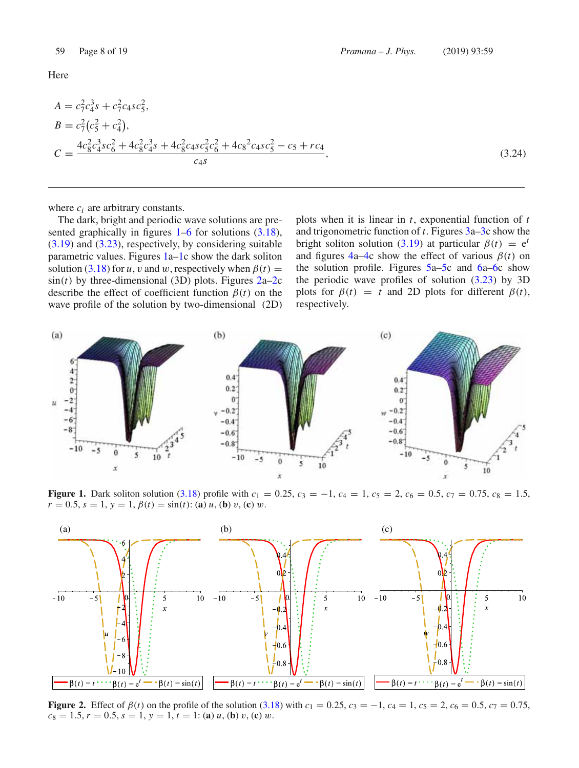Here

$$
\begin{aligned}
A &= c_7^2 c_4^3 s + c_7^2 c_4 s c_5^2,\\
B &= c_7^2\left(c_5^2 + c_4^2\right),\\
C &= \frac{4c_8^2 c_4^3 s c_6^2 + 4c_8^2 c_4^3 s + 4c_8^2 c_4 s c_5^2 c_6^2 + 4c_8{}^2 c_4 s c_5^2 - c_5 + r c_4}{c_4 s},
\end{aligned}
\tag{3.24}
$$

where $c_i$ are arbitrary constants.

The dark, bright and periodic wave solutions are presented graphically in figures 1–6 for solutions (3.18), (3.19) and (3.23), respectively, by considering suitable parametric values. Figures 1a–1c show the dark soliton solution (3.18) for $u$, $v$ and $w$, respectively when $\beta(t) = \sin(t)$ by three-dimensional (3D) plots. Figures 2a–2c describe the effect of coefficient function $\beta(t)$ on the wave profile of the solution by two-dimensional (2D) plots when it is linear in $t$, exponential function of $t$ and trigonometric function of $t$. Figures 3a–3c show the bright soliton solution (3.19) at particular $\beta(t) = e^t$ and figures 4a–4c show the effect of various $\beta(t)$ on the solution profile. Figures 5a–5c and 6a–6c show the periodic wave profiles of solution (3.23) by 3D plots for $\beta(t) = t$ and 2D plots for different $\beta(t)$, respectively.

**Figure 1.** Dark soliton solution (3.18) profile with $c_1 = 0.25$, $c_3 = -1$, $c_4 = 1$, $c_5 = 2$, $c_6 = 0.5$, $c_7 = 0.75$, $c_8 = 1.5$, $r = 0.5$, $s = 1$, $y = 1$, $\beta(t) = \sin(t)$: (**a**) $u$, (**b**) $v$, (**c**) $w$.

**Figure 2.** Effect of $\beta(t)$ on the profile of the solution (3.18) with $c_1 = 0.25$, $c_3 = -1$, $c_4 = 1$, $c_5 = 2$, $c_6 = 0.5$, $c_7 = 0.75$, $c_8 = 1.5$, $r = 0.5$, $s = 1$, $y = 1$, $t = 1$: (**a**) $u$, (**b**) $v$, (**c**) $w$.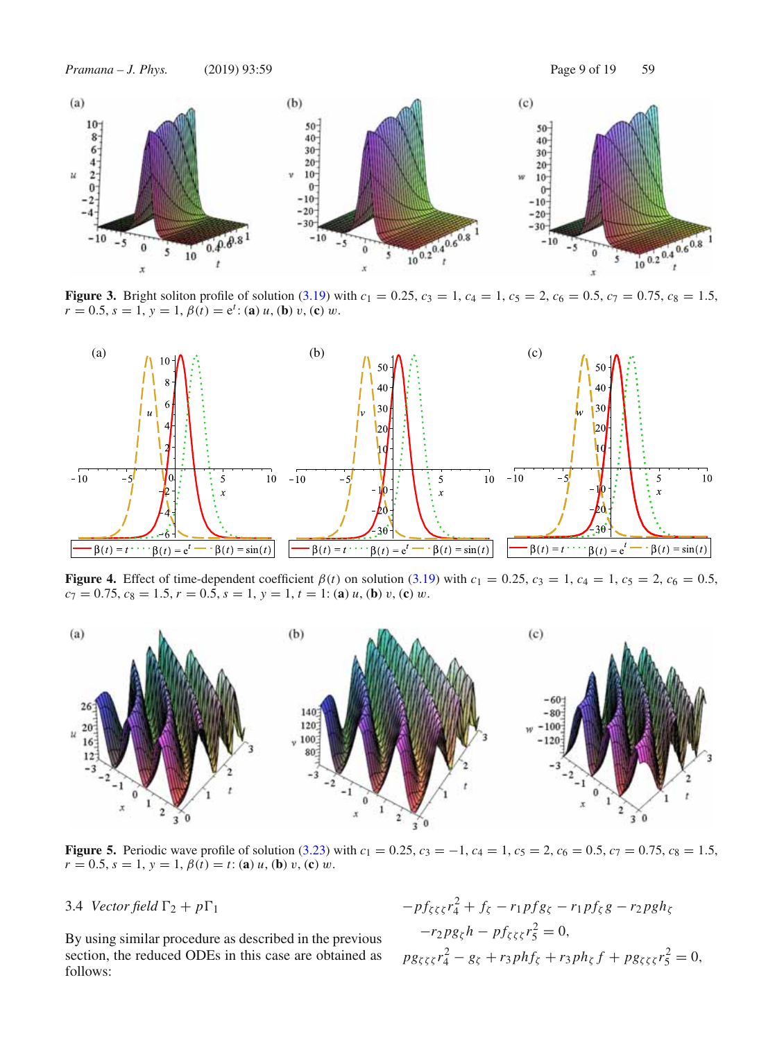**Figure 3.** Bright soliton profile of solution (3.19) with $c_1 = 0.25$, $c_3 = 1$, $c_4 = 1$, $c_5 = 2$, $c_6 = 0.5$, $c_7 = 0.75$, $c_8 = 1.5$, $r = 0.5$, $s = 1$, $y = 1$, $\beta(t) = \mathrm{e}^t$: (**a**) $u$, (**b**) $v$, (**c**) $w$.

**Figure 4.** Effect of time-dependent coefficient $\beta(t)$ on solution (3.19) with $c_1 = 0.25$, $c_3 = 1$, $c_4 = 1$, $c_5 = 2$, $c_6 = 0.5$, $c_7 = 0.75$, $c_8 = 1.5$, $r = 0.5$, $s = 1$, $y = 1$, $t = 1$: (**a**) $u$, (**b**) $v$, (**c**) $w$.

**Figure 5.** Periodic wave profile of solution (3.23) with $c_1 = 0.25$, $c_3 = -1$, $c_4 = 1$, $c_5 = 2$, $c_6 = 0.5$, $c_7 = 0.75$, $c_8 = 1.5$, $r = 0.5$, $s = 1$, $y = 1$, $\beta(t) = t$: (**a**) $u$, (**b**) $v$, (**c**) $w$.

### 3.4 *Vector field* $\Gamma_2 + p\Gamma_1$

By using similar procedure as described in the previous section, the reduced ODEs in this case are obtained as follows:

$$
\begin{aligned}
&-pf_{\zeta\zeta\zeta}r_4^2 + f_\zeta - r_1 p f g_\zeta - r_1 p f_\zeta g - r_2 p g h_\zeta \\
&\quad -r_2 p g_\zeta h - p f_{\zeta\zeta\zeta} r_5^2 = 0, \\
&p g_{\zeta\zeta\zeta} r_4^2 - g_\zeta + r_3 p h f_\zeta + r_3 p h_\zeta f + p g_{\zeta\zeta\zeta} r_5^2 = 0,
\end{aligned}
$$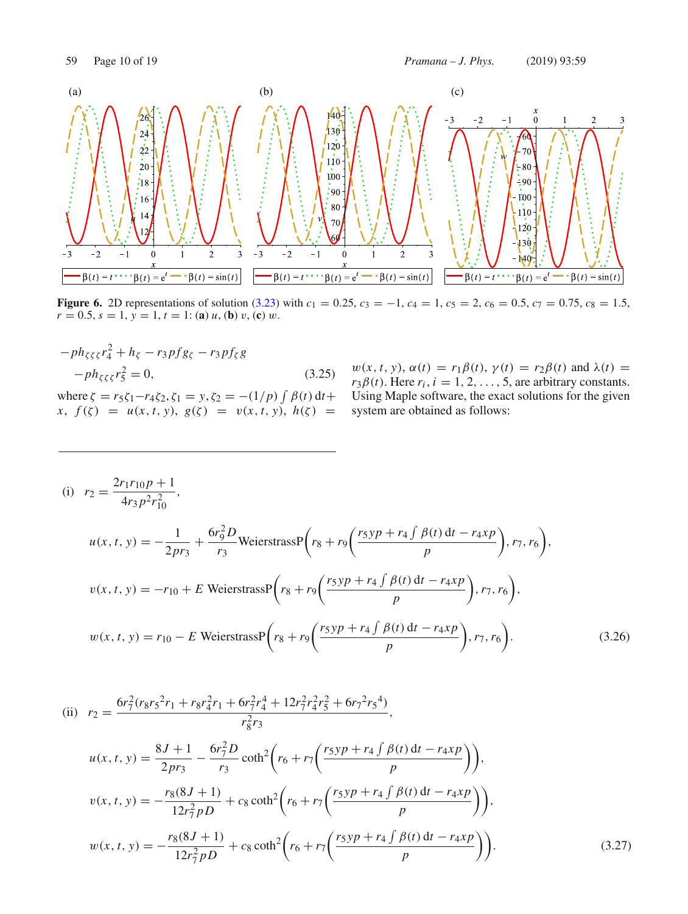**Figure 6.** 2D representations of solution (3.23) with $c_1 = 0.25$, $c_3 = -1$, $c_4 = 1$, $c_5 = 2$, $c_6 = 0.5$, $c_7 = 0.75$, $c_8 = 1.5$, $r = 0.5$, $s = 1$, $y = 1$, $t = 1$: (**a**) $u$, (**b**) $v$, (**c**) $w$.

$$
-ph_{\zeta\zeta\zeta}r_4^2 + h_\zeta - r_3 pf g_\zeta - r_3 pf_\zeta g - ph_{\zeta\zeta\zeta}r_5^2 = 0, \tag{3.25}
$$

where $\zeta = r_5\zeta_1 - r_4\zeta_2$, $\zeta_1 = y$, $\zeta_2 = -(1/p)\int \beta(t)\,\mathrm{d}t + x$, $f(\zeta) = u(x,t,y)$, $g(\zeta) = v(x,t,y)$, $h(\zeta) = w(x,t,y)$, $\alpha(t) = r_1\beta(t)$, $\gamma(t) = r_2\beta(t)$ and $\lambda(t) = r_3\beta(t)$. Here $r_i, i = 1, 2, \ldots, 5$, are arbitrary constants. Using Maple software, the exact solutions for the given system are obtained as follows:

(i) $r_2 = \dfrac{2r_1 r_{10} p + 1}{4 r_3 p^2 r_{10}^2}$,

$$
\begin{aligned}
u(x,t,y) &= -\frac{1}{2pr_3} + \frac{6r_9^2 D}{r_3}\text{WeierstrassP}\left(r_8 + r_9\left(\frac{r_5 yp + r_4\int \beta(t)\,\mathrm{d}t - r_4 xp}{p}\right), r_7, r_6\right),\\
v(x,t,y) &= -r_{10} + E\ \text{WeierstrassP}\left(r_8 + r_9\left(\frac{r_5 yp + r_4\int \beta(t)\,\mathrm{d}t - r_4 xp}{p}\right), r_7, r_6\right),\\
w(x,t,y) &= r_{10} - E\ \text{WeierstrassP}\left(r_8 + r_9\left(\frac{r_5 yp + r_4\int \beta(t)\,\mathrm{d}t - r_4 xp}{p}\right), r_7, r_6\right).
\end{aligned} \tag{3.26}
$$

(ii) $r_2 = \dfrac{6r_7^2(r_8 r_5^2 r_1 + r_8 r_4^2 r_1 + 6r_7^2 r_4^4 + 12 r_7^2 r_4^2 r_5^2 + 6{r_7}^2{r_5}^4)}{r_8^2 r_3}$,

$$
\begin{aligned}
u(x,t,y) &= \frac{8J+1}{2pr_3} - \frac{6r_7^2 D}{r_3}\coth^2\left(r_6 + r_7\left(\frac{r_5 yp + r_4\int \beta(t)\,\mathrm{d}t - r_4 xp}{p}\right)\right),\\
v(x,t,y) &= -\frac{r_8(8J+1)}{12 r_7^2 pD} + c_8\coth^2\left(r_6 + r_7\left(\frac{r_5 yp + r_4\int \beta(t)\,\mathrm{d}t - r_4 xp}{p}\right)\right),\\
w(x,t,y) &= -\frac{r_8(8J+1)}{12 r_7^2 pD} + c_8\coth^2\left(r_6 + r_7\left(\frac{r_5 yp + r_4\int \beta(t)\,\mathrm{d}t - r_4 xp}{p}\right)\right).
\end{aligned} \tag{3.27}
$$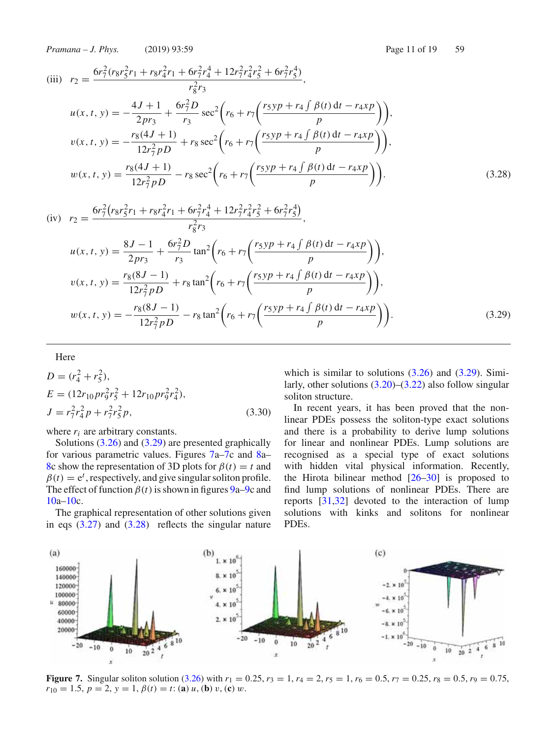(iii) $r_2 = \dfrac{6r_7^2(r_8 r_5^2 r_1 + r_8 r_4^2 r_1 + 6r_7^2 r_4^4 + 12r_7^2 r_4^2 r_5^2 + 6r_7^2 r_5^4)}{r_8^2 r_3}$,

$$u(x,t,y) = -\frac{4J+1}{2pr_3} + \frac{6r_7^2 D}{r_3}\sec^2\left(r_6 + r_7\left(\frac{r_5 yp + r_4\int\beta(t)\,\mathrm{d}t - r_4 xp}{p}\right)\right),$$

$$v(x,t,y) = -\frac{r_8(4J+1)}{12r_7^2 pD} + r_8\sec^2\left(r_6 + r_7\left(\frac{r_5 yp + r_4\int\beta(t)\,\mathrm{d}t - r_4 xp}{p}\right)\right),$$

$$w(x,t,y) = \frac{r_8(4J+1)}{12r_7^2 pD} - r_8\sec^2\left(r_6 + r_7\left(\frac{r_5 yp + r_4\int\beta(t)\,\mathrm{d}t - r_4 xp}{p}\right)\right). \tag{3.28}$$

(iv) $r_2 = \dfrac{6r_7^2\left(r_8 r_5^2 r_1 + r_8 r_4^2 r_1 + 6r_7^2 r_4^4 + 12r_7^2 r_4^2 r_5^2 + 6r_7^2 r_5^4\right)}{r_8^2 r_3}$,

$$u(x,t,y) = \frac{8J-1}{2pr_3} + \frac{6r_7^2 D}{r_3}\tan^2\left(r_6 + r_7\left(\frac{r_5 yp + r_4\int\beta(t)\,\mathrm{d}t - r_4 xp}{p}\right)\right),$$

$$v(x,t,y) = \frac{r_8(8J-1)}{12r_7^2 pD} + r_8\tan^2\left(r_6 + r_7\left(\frac{r_5 yp + r_4\int\beta(t)\,\mathrm{d}t - r_4 xp}{p}\right)\right),$$

$$w(x,t,y) = -\frac{r_8(8J-1)}{12r_7^2 pD} - r_8\tan^2\left(r_6 + r_7\left(\frac{r_5 yp + r_4\int\beta(t)\,\mathrm{d}t - r_4 xp}{p}\right)\right). \tag{3.29}$$

Here

$$D = (r_4^2 + r_5^2),$$
$$E = (12r_{10} p r_9^2 r_5^2 + 12r_{10} p r_9^2 r_4^2),$$
$$J = r_7^2 r_4^2 p + r_7^2 r_5^2 p, \tag{3.30}$$

where $r_i$ are arbitrary constants.

Solutions (3.26) and (3.29) are presented graphically for various parametric values. Figures 7a–7c and 8a–8c show the representation of 3D plots for $\beta(t) = t$ and $\beta(t) = \mathrm{e}^t$, respectively, and give singular soliton profile. The effect of function $\beta(t)$ is shown in figures 9a–9c and 10a–10c.

The graphical representation of other solutions given in eqs (3.27) and (3.28) reflects the singular nature which is similar to solutions (3.26) and (3.29). Similarly, other solutions (3.20)–(3.22) also follow singular soliton structure.

In recent years, it has been proved that the nonlinear PDEs possess the soliton-type exact solutions and there is a probability to derive lump solutions for linear and nonlinear PDEs. Lump solutions are recognised as a special type of exact solutions with hidden vital physical information. Recently, the Hirota bilinear method [26–30] is proposed to find lump solutions of nonlinear PDEs. There are reports [31,32] devoted to the interaction of lump solutions with kinks and solitons for nonlinear PDEs.

**Figure 7.** Singular soliton solution (3.26) with $r_1 = 0.25$, $r_3 = 1$, $r_4 = 2$, $r_5 = 1$, $r_6 = 0.5$, $r_7 = 0.25$, $r_8 = 0.5$, $r_9 = 0.75$, $r_{10} = 1.5$, $p = 2$, $y = 1$, $\beta(t) = t$: (**a**) $u$, (**b**) $v$, (**c**) $w$.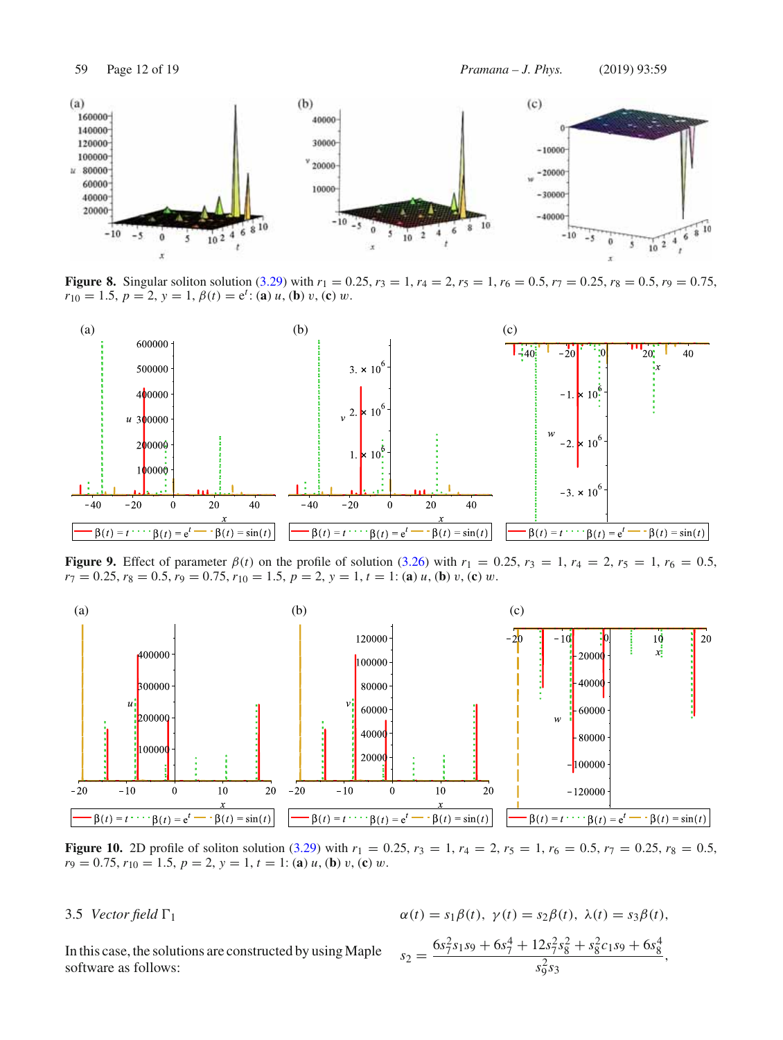**Figure 8.** Singular soliton solution (3.29) with $r_1 = 0.25$, $r_3 = 1$, $r_4 = 2$, $r_5 = 1$, $r_6 = 0.5$, $r_7 = 0.25$, $r_8 = 0.5$, $r_9 = 0.75$, $r_{10} = 1.5$, $p = 2$, $y = 1$, $\beta(t) = e^t$: (**a**) $u$, (**b**) $v$, (**c**) $w$.

**Figure 9.** Effect of parameter $\beta(t)$ on the profile of solution (3.26) with $r_1 = 0.25$, $r_3 = 1$, $r_4 = 2$, $r_5 = 1$, $r_6 = 0.5$, $r_7 = 0.25$, $r_8 = 0.5$, $r_9 = 0.75$, $r_{10} = 1.5$, $p = 2$, $y = 1$, $t = 1$: (**a**) $u$, (**b**) $v$, (**c**) $w$.

**Figure 10.** 2D profile of soliton solution (3.29) with $r_1 = 0.25$, $r_3 = 1$, $r_4 = 2$, $r_5 = 1$, $r_6 = 0.5$, $r_7 = 0.25$, $r_8 = 0.5$, $r_9 = 0.75$, $r_{10} = 1.5$, $p = 2$, $y = 1$, $t = 1$: (**a**) $u$, (**b**) $v$, (**c**) $w$.

### 3.5 *Vector field* $\Gamma_1$

In this case, the solutions are constructed by using Maple software as follows:

$$\alpha(t) = s_1\beta(t),\ \gamma(t) = s_2\beta(t),\ \lambda(t) = s_3\beta(t),$$

$$s_2 = \frac{6s_7^2 s_1 s_9 + 6s_7^4 + 12s_7^2 s_8^2 + s_8^2 c_1 s_9 + 6s_8^4}{s_9^2 s_3},$$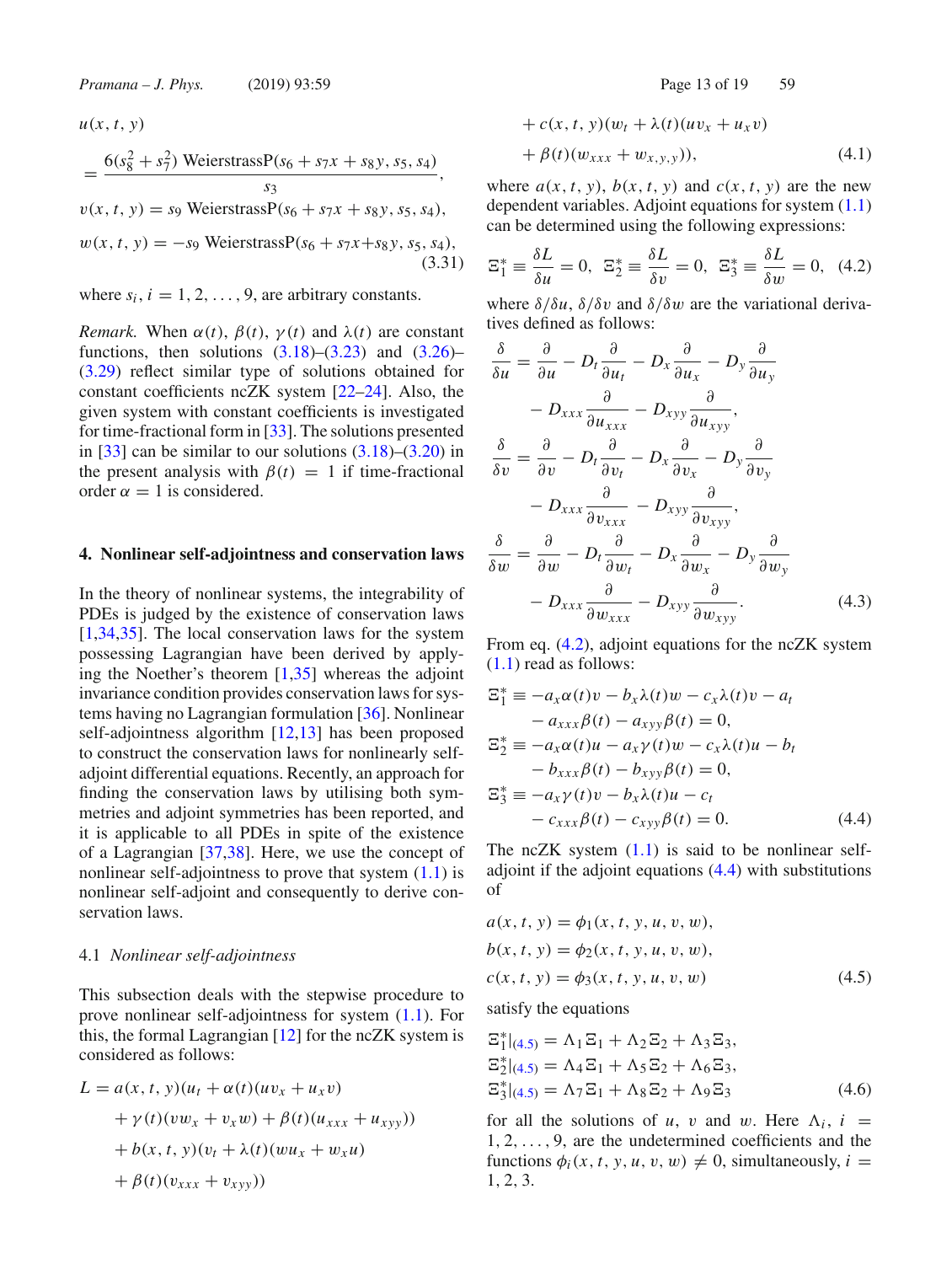$$u(x,t,y) = \frac{6(s_8^2+s_7^2)\,\text{WeierstrassP}(s_6+s_7x+s_8y,s_5,s_4)}{s_3},$$

$$v(x,t,y) = s_9\,\text{WeierstrassP}(s_6+s_7x+s_8y,s_5,s_4),$$

$$w(x,t,y) = -s_9\,\text{WeierstrassP}(s_6+s_7x+s_8y,s_5,s_4), \tag{3.31}$$

where $s_i$, $i=1,2,\ldots,9$, are arbitrary constants.

*Remark.* When $\alpha(t)$, $\beta(t)$, $\gamma(t)$ and $\lambda(t)$ are constant functions, then solutions (3.18)–(3.23) and (3.26)–(3.29) reflect similar type of solutions obtained for constant coefficients ncZK system [22–24]. Also, the given system with constant coefficients is investigated for time-fractional form in [33]. The solutions presented in [33] can be similar to our solutions (3.18)–(3.20) in the present analysis with $\beta(t)=1$ if time-fractional order $\alpha=1$ is considered.

## 4. Nonlinear self-adjointness and conservation laws

In the theory of nonlinear systems, the integrability of PDEs is judged by the existence of conservation laws [1,34,35]. The local conservation laws for the system possessing Lagrangian have been derived by applying the Noether's theorem [1,35] whereas the adjoint invariance condition provides conservation laws for systems having no Lagrangian formulation [36]. Nonlinear self-adjointness algorithm [12,13] has been proposed to construct the conservation laws for nonlinearly self-adjoint differential equations. Recently, an approach for finding the conservation laws by utilising both symmetries and adjoint symmetries has been reported, and it is applicable to all PDEs in spite of the existence of a Lagrangian [37,38]. Here, we use the concept of nonlinear self-adjointness to prove that system (1.1) is nonlinear self-adjoint and consequently to derive conservation laws.

### 4.1 *Nonlinear self-adjointness*

This subsection deals with the stepwise procedure to prove nonlinear self-adjointness for system (1.1). For this, the formal Lagrangian [12] for the ncZK system is considered as follows:

$$\begin{aligned}
L &= a(x,t,y)(u_t+\alpha(t)(uv_x+u_xv)\\
&\quad+\gamma(t)(vw_x+v_xw)+\beta(t)(u_{xxx}+u_{xyy}))\\
&\quad+b(x,t,y)(v_t+\lambda(t)(wu_x+w_xu)\\
&\quad+\beta(t)(v_{xxx}+v_{xyy}))\\
&\quad+c(x,t,y)(w_t+\lambda(t)(uv_x+u_xv)\\
&\quad+\beta(t)(w_{xxx}+w_{x,y,y})),
\end{aligned} \tag{4.1}$$

where $a(x,t,y)$, $b(x,t,y)$ and $c(x,t,y)$ are the new dependent variables. Adjoint equations for system (1.1) can be determined using the following expressions:

$$\Xi_1^* \equiv \frac{\delta L}{\delta u}=0,\quad \Xi_2^* \equiv \frac{\delta L}{\delta v}=0,\quad \Xi_3^* \equiv \frac{\delta L}{\delta w}=0, \tag{4.2}$$

where $\delta/\delta u$, $\delta/\delta v$ and $\delta/\delta w$ are the variational derivatives defined as follows:

$$\begin{aligned}
\frac{\delta}{\delta u} &= \frac{\partial}{\partial u}-D_t\frac{\partial}{\partial u_t}-D_x\frac{\partial}{\partial u_x}-D_y\frac{\partial}{\partial u_y}\\
&\quad-D_{xxx}\frac{\partial}{\partial u_{xxx}}-D_{xyy}\frac{\partial}{\partial u_{xyy}},\\
\frac{\delta}{\delta v} &= \frac{\partial}{\partial v}-D_t\frac{\partial}{\partial v_t}-D_x\frac{\partial}{\partial v_x}-D_y\frac{\partial}{\partial v_y}\\
&\quad-D_{xxx}\frac{\partial}{\partial v_{xxx}}-D_{xyy}\frac{\partial}{\partial v_{xyy}},\\
\frac{\delta}{\delta w} &= \frac{\partial}{\partial w}-D_t\frac{\partial}{\partial w_t}-D_x\frac{\partial}{\partial w_x}-D_y\frac{\partial}{\partial w_y}\\
&\quad-D_{xxx}\frac{\partial}{\partial w_{xxx}}-D_{xyy}\frac{\partial}{\partial w_{xyy}}.
\end{aligned} \tag{4.3}$$

From eq. (4.2), adjoint equations for the ncZK system (1.1) read as follows:

$$\begin{aligned}
\Xi_1^* &\equiv -a_x\alpha(t)v-b_x\lambda(t)w-c_x\lambda(t)v-a_t\\
&\quad-a_{xxx}\beta(t)-a_{xyy}\beta(t)=0,\\
\Xi_2^* &\equiv -a_x\alpha(t)u-a_x\gamma(t)w-c_x\lambda(t)u-b_t\\
&\quad-b_{xxx}\beta(t)-b_{xyy}\beta(t)=0,\\
\Xi_3^* &\equiv -a_x\gamma(t)v-b_x\lambda(t)u-c_t\\
&\quad-c_{xxx}\beta(t)-c_{xyy}\beta(t)=0.
\end{aligned} \tag{4.4}$$

The ncZK system (1.1) is said to be nonlinear self-adjoint if the adjoint equations (4.4) with substitutions of

$$\begin{aligned}
a(x,t,y) &= \phi_1(x,t,y,u,v,w),\\
b(x,t,y) &= \phi_2(x,t,y,u,v,w),\\
c(x,t,y) &= \phi_3(x,t,y,u,v,w)
\end{aligned} \tag{4.5}$$

satisfy the equations

$$\begin{aligned}
\Xi_1^*|_{(4.5)} &= \Lambda_1\Xi_1+\Lambda_2\Xi_2+\Lambda_3\Xi_3,\\
\Xi_2^*|_{(4.5)} &= \Lambda_4\Xi_1+\Lambda_5\Xi_2+\Lambda_6\Xi_3,\\
\Xi_3^*|_{(4.5)} &= \Lambda_7\Xi_1+\Lambda_8\Xi_2+\Lambda_9\Xi_3
\end{aligned} \tag{4.6}$$

for all the solutions of $u$, $v$ and $w$. Here $\Lambda_i$, $i=1,2,\ldots,9$, are the undetermined coefficients and the functions $\phi_i(x,t,y,u,v,w)\neq 0$, simultaneously, $i=1,2,3$.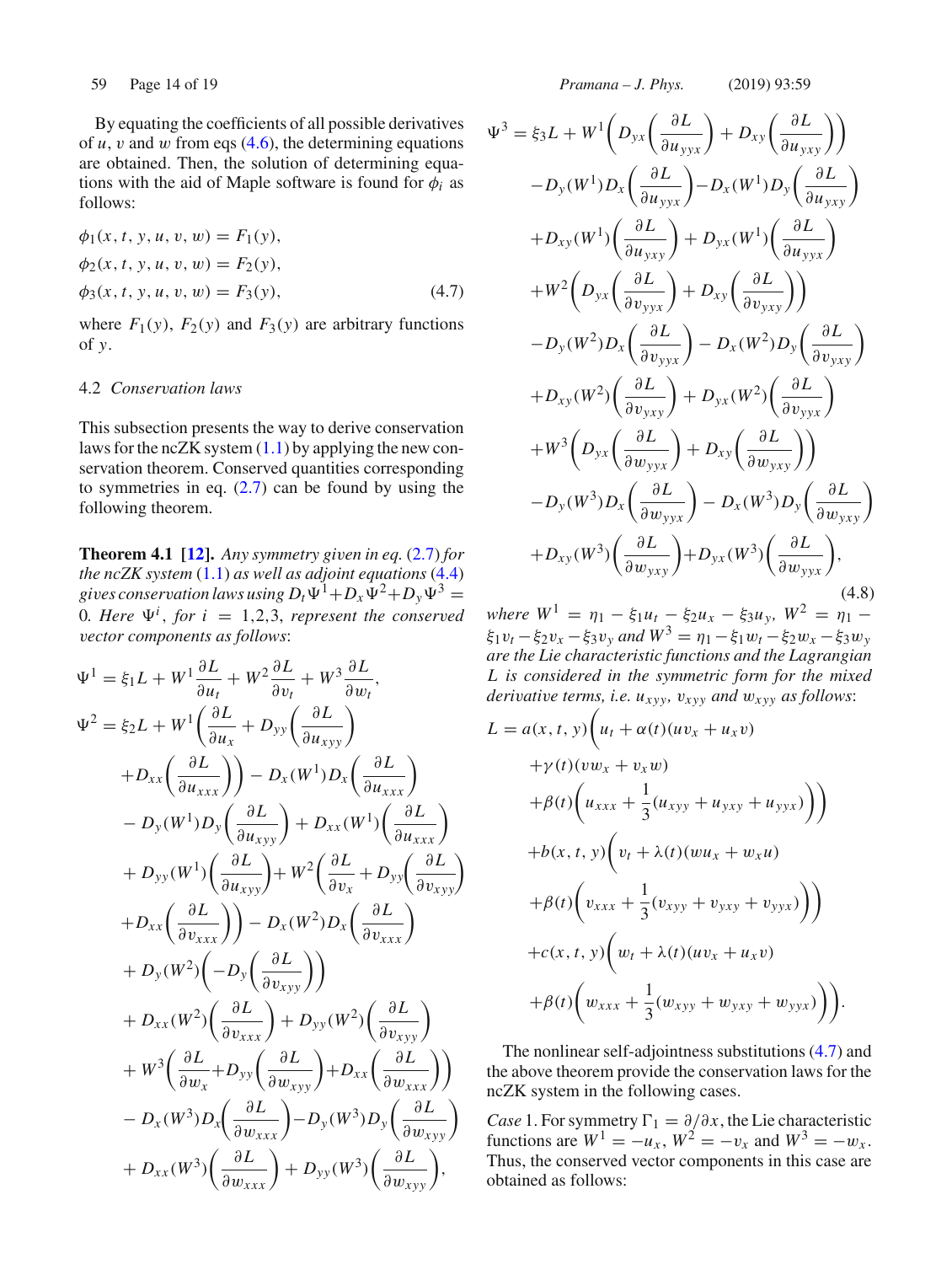By equating the coefficients of all possible derivatives of $u$, $v$ and $w$ from eqs (4.6), the determining equations are obtained. Then, the solution of determining equations with the aid of Maple software is found for $\phi_i$ as follows:

$$
\begin{aligned}
\phi_1(x,t,y,u,v,w) &= F_1(y),\\
\phi_2(x,t,y,u,v,w) &= F_2(y),\\
\phi_3(x,t,y,u,v,w) &= F_3(y),
\end{aligned}
\tag{4.7}
$$

where $F_1(y)$, $F_2(y)$ and $F_3(y)$ are arbitrary functions of $y$.

### 4.2 *Conservation laws*

This subsection presents the way to derive conservation laws for the ncZK system (1.1) by applying the new conservation theorem. Conserved quantities corresponding to symmetries in eq. (2.7) can be found by using the following theorem.

**Theorem 4.1 [12].** *Any symmetry given in eq.* (2.7) *for the ncZK system* (1.1) *as well as adjoint equations* (4.4) *gives conservation laws using* $D_t\Psi^1 + D_x\Psi^2 + D_y\Psi^3 = 0$. *Here* $\Psi^i$, *for* $i = 1,2,3$, *represent the conserved vector components as follows*:

$$
\begin{aligned}
\Psi^1 &= \xi_1 L + W^1\frac{\partial L}{\partial u_t} + W^2\frac{\partial L}{\partial v_t} + W^3\frac{\partial L}{\partial w_t},\\
\Psi^2 &= \xi_2 L + W^1\left(\frac{\partial L}{\partial u_x} + D_{yy}\left(\frac{\partial L}{\partial u_{xyy}}\right)\right.\\
&\quad \left.+D_{xx}\left(\frac{\partial L}{\partial u_{xxx}}\right)\right) - D_x(W^1)D_x\left(\frac{\partial L}{\partial u_{xxx}}\right)\\
&\quad - D_y(W^1)D_y\left(\frac{\partial L}{\partial u_{xyy}}\right) + D_{xx}(W^1)\left(\frac{\partial L}{\partial u_{xxx}}\right)\\
&\quad + D_{yy}(W^1)\left(\frac{\partial L}{\partial u_{xyy}}\right) + W^2\left(\frac{\partial L}{\partial v_x} + D_{yy}\left(\frac{\partial L}{\partial v_{xyy}}\right)\right.\\
&\quad \left.+D_{xx}\left(\frac{\partial L}{\partial v_{xxx}}\right)\right) - D_x(W^2)D_x\left(\frac{\partial L}{\partial v_{xxx}}\right)\\
&\quad + D_y(W^2)\left(-D_y\left(\frac{\partial L}{\partial v_{xyy}}\right)\right)\\
&\quad + D_{xx}(W^2)\left(\frac{\partial L}{\partial v_{xxx}}\right) + D_{yy}(W^2)\left(\frac{\partial L}{\partial v_{xyy}}\right)\\
&\quad + W^3\left(\frac{\partial L}{\partial w_x} + D_{yy}\left(\frac{\partial L}{\partial w_{xyy}}\right) + D_{xx}\left(\frac{\partial L}{\partial w_{xxx}}\right)\right)\\
&\quad - D_x(W^3)D_x\left(\frac{\partial L}{\partial w_{xxx}}\right) - D_y(W^3)D_y\left(\frac{\partial L}{\partial w_{xyy}}\right)\\
&\quad + D_{xx}(W^3)\left(\frac{\partial L}{\partial w_{xxx}}\right) + D_{yy}(W^3)\left(\frac{\partial L}{\partial w_{xyy}}\right),
\end{aligned}
$$

$$
\begin{aligned}
\Psi^3 &= \xi_3 L + W^1\left(D_{yx}\left(\frac{\partial L}{\partial u_{yyx}}\right) + D_{xy}\left(\frac{\partial L}{\partial u_{yxy}}\right)\right)\\
&\quad - D_y(W^1)D_x\left(\frac{\partial L}{\partial u_{yyx}}\right) - D_x(W^1)D_y\left(\frac{\partial L}{\partial u_{yxy}}\right)\\
&\quad + D_{xy}(W^1)\left(\frac{\partial L}{\partial u_{yxy}}\right) + D_{yx}(W^1)\left(\frac{\partial L}{\partial u_{yyx}}\right)\\
&\quad + W^2\left(D_{yx}\left(\frac{\partial L}{\partial v_{yyx}}\right) + D_{xy}\left(\frac{\partial L}{\partial v_{yxy}}\right)\right)\\
&\quad - D_y(W^2)D_x\left(\frac{\partial L}{\partial v_{yyx}}\right) - D_x(W^2)D_y\left(\frac{\partial L}{\partial v_{yxy}}\right)\\
&\quad + D_{xy}(W^2)\left(\frac{\partial L}{\partial v_{yxy}}\right) + D_{yx}(W^2)\left(\frac{\partial L}{\partial v_{yyx}}\right)\\
&\quad + W^3\left(D_{yx}\left(\frac{\partial L}{\partial w_{yyx}}\right) + D_{xy}\left(\frac{\partial L}{\partial w_{yxy}}\right)\right)\\
&\quad - D_y(W^3)D_x\left(\frac{\partial L}{\partial w_{yyx}}\right) - D_x(W^3)D_y\left(\frac{\partial L}{\partial w_{yxy}}\right)\\
&\quad + D_{xy}(W^3)\left(\frac{\partial L}{\partial w_{yxy}}\right) + D_{yx}(W^3)\left(\frac{\partial L}{\partial w_{yyx}}\right),
\end{aligned}
\tag{4.8}
$$

*where* $W^1 = \eta_1 - \xi_1 u_t - \xi_2 u_x - \xi_3 u_y$, $W^2 = \eta_1 - \xi_1 v_t - \xi_2 v_x - \xi_3 v_y$ *and* $W^3 = \eta_1 - \xi_1 w_t - \xi_2 w_x - \xi_3 w_y$ *are the Lie characteristic functions and the Lagrangian* $L$ *is considered in the symmetric form for the mixed derivative terms, i.e.* $u_{xyy}$, $v_{xyy}$ *and* $w_{xyy}$ *as follows*:

$$
\begin{aligned}
L &= a(x,t,y)\Big(u_t + \alpha(t)(uv_x + u_x v)\\
&\quad + \gamma(t)(vw_x + v_x w)\\
&\quad + \beta(t)\Big(u_{xxx} + \frac{1}{3}(u_{xyy} + u_{yxy} + u_{yyx})\Big)\Big)\\
&\quad + b(x,t,y)\Big(v_t + \lambda(t)(wu_x + w_x u)\\
&\quad + \beta(t)\Big(v_{xxx} + \frac{1}{3}(v_{xyy} + v_{yxy} + v_{yyx})\Big)\Big)\\
&\quad + c(x,t,y)\Big(w_t + \lambda(t)(uv_x + u_x v)\\
&\quad + \beta(t)\Big(w_{xxx} + \frac{1}{3}(w_{xyy} + w_{yxy} + w_{yyx})\Big)\Big).
\end{aligned}
$$

The nonlinear self-adjointness substitutions (4.7) and the above theorem provide the conservation laws for the ncZK system in the following cases.

*Case* 1. For symmetry $\Gamma_1 = \partial/\partial x$, the Lie characteristic functions are $W^1 = -u_x$, $W^2 = -v_x$ and $W^3 = -w_x$. Thus, the conserved vector components in this case are obtained as follows: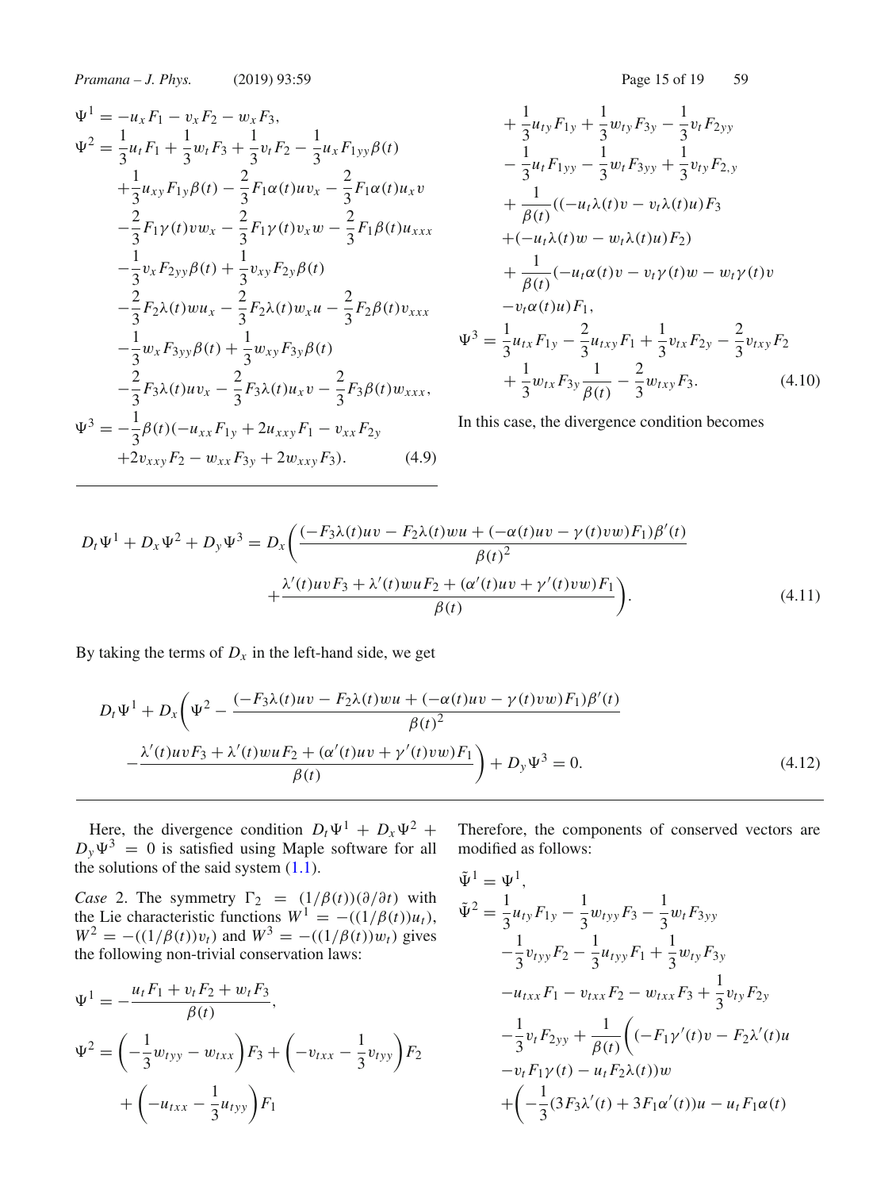$$
\begin{aligned}
\Psi^1 &= -u_x F_1 - v_x F_2 - w_x F_3,\\
\Psi^2 &= \frac{1}{3}u_t F_1 + \frac{1}{3}w_t F_3 + \frac{1}{3}v_t F_2 - \frac{1}{3}u_x F_{1yy}\beta(t)\\
&\quad+\frac{1}{3}u_{xy}F_{1y}\beta(t) - \frac{2}{3}F_1\alpha(t)uv_x - \frac{2}{3}F_1\alpha(t)u_x v\\
&\quad-\frac{2}{3}F_1\gamma(t)vw_x - \frac{2}{3}F_1\gamma(t)v_x w - \frac{2}{3}F_1\beta(t)u_{xxx}\\
&\quad-\frac{1}{3}v_x F_{2yy}\beta(t) + \frac{1}{3}v_{xy}F_{2y}\beta(t)\\
&\quad-\frac{2}{3}F_2\lambda(t)wu_x - \frac{2}{3}F_2\lambda(t)w_x u - \frac{2}{3}F_2\beta(t)v_{xxx}\\
&\quad-\frac{1}{3}w_x F_{3yy}\beta(t) + \frac{1}{3}w_{xy}F_{3y}\beta(t)\\
&\quad-\frac{2}{3}F_3\lambda(t)uv_x - \frac{2}{3}F_3\lambda(t)u_x v - \frac{2}{3}F_3\beta(t)w_{xxx},\\
\Psi^3 &= -\frac{1}{3}\beta(t)(-u_{xx}F_{1y} + 2u_{xxy}F_1 - v_{xx}F_{2y}\\
&\quad+2v_{xxy}F_2 - w_{xx}F_{3y} + 2w_{xxy}F_3).
\end{aligned}
\tag{4.9}
$$

$$
\begin{aligned}
&\quad+\frac{1}{3}u_{ty}F_{1y} + \frac{1}{3}w_{ty}F_{3y} - \frac{1}{3}v_t F_{2yy}\\
&\quad-\frac{1}{3}u_t F_{1yy} - \frac{1}{3}w_t F_{3yy} + \frac{1}{3}v_{ty}F_{2,y}\\
&\quad+\frac{1}{\beta(t)}((-u_t\lambda(t)v - v_t\lambda(t)u)F_3\\
&\quad+(-u_t\lambda(t)w - w_t\lambda(t)u)F_2)\\
&\quad+\frac{1}{\beta(t)}(-u_t\alpha(t)v - v_t\gamma(t)w - w_t\gamma(t)v\\
&\quad-v_t\alpha(t)u)F_1,\\
\Psi^3 &= \frac{1}{3}u_{tx}F_{1y} - \frac{2}{3}u_{txy}F_1 + \frac{1}{3}v_{tx}F_{2y} - \frac{2}{3}v_{txy}F_2\\
&\quad+\frac{1}{3}w_{tx}F_{3y}\frac{1}{\beta(t)} - \frac{2}{3}w_{txy}F_3.
\end{aligned}
\tag{4.10}
$$

In this case, the divergence condition becomes

$$
\begin{aligned}
D_t\Psi^1 + D_x\Psi^2 + D_y\Psi^3 = D_x\bigg(&\frac{(-F_3\lambda(t)uv - F_2\lambda(t)wu + (-\alpha(t)uv - \gamma(t)vw)F_1)\beta'(t)}{\beta(t)^2}\\
&+\frac{\lambda'(t)uvF_3 + \lambda'(t)wuF_2 + (\alpha'(t)uv + \gamma'(t)vw)F_1}{\beta(t)}\bigg).
\end{aligned}
\tag{4.11}
$$

By taking the terms of $D_x$ in the left-hand side, we get

$$
\begin{aligned}
D_t\Psi^1 + D_x\bigg(&\Psi^2 - \frac{(-F_3\lambda(t)uv - F_2\lambda(t)wu + (-\alpha(t)uv - \gamma(t)vw)F_1)\beta'(t)}{\beta(t)^2}\\
&-\frac{\lambda'(t)uvF_3 + \lambda'(t)wuF_2 + (\alpha'(t)uv + \gamma'(t)vw)F_1}{\beta(t)}\bigg) + D_y\Psi^3 = 0.
\end{aligned}
\tag{4.12}
$$

Here, the divergence condition $D_t\Psi^1 + D_x\Psi^2 + D_y\Psi^3 = 0$ is satisfied using Maple software for all the solutions of the said system (1.1).

*Case* 2. The symmetry $\Gamma_2 = (1/\beta(t))(\partial/\partial t)$ with the Lie characteristic functions $W^1 = -((1/\beta(t))u_t)$, $W^2 = -((1/\beta(t))v_t)$ and $W^3 = -((1/\beta(t))w_t)$ gives the following non-trivial conservation laws:

$$
\begin{aligned}
\Psi^1 &= -\frac{u_t F_1 + v_t F_2 + w_t F_3}{\beta(t)},\\
\Psi^2 &= \left(-\frac{1}{3}w_{tyy} - w_{txx}\right)F_3 + \left(-v_{txx} - \frac{1}{3}v_{tyy}\right)F_2\\
&\quad+\left(-u_{txx} - \frac{1}{3}u_{tyy}\right)F_1
\end{aligned}
$$

Therefore, the components of conserved vectors are modified as follows:

$$
\begin{aligned}
\tilde{\Psi}^1 &= \Psi^1,\\
\tilde{\Psi}^2 &= \frac{1}{3}u_{ty}F_{1y} - \frac{1}{3}w_{tyy}F_3 - \frac{1}{3}w_t F_{3yy}\\
&\quad-\frac{1}{3}v_{tyy}F_2 - \frac{1}{3}u_{tyy}F_1 + \frac{1}{3}w_{ty}F_{3y}\\
&\quad-u_{txx}F_1 - v_{txx}F_2 - w_{txx}F_3 + \frac{1}{3}v_{ty}F_{2y}\\
&\quad-\frac{1}{3}v_t F_{2yy} + \frac{1}{\beta(t)}\bigg((-F_1\gamma'(t)v - F_2\lambda'(t)u\\
&\quad-v_t F_1\gamma(t) - u_t F_2\lambda(t))w\\
&\quad+\bigg(-\frac{1}{3}(3F_3\lambda'(t) + 3F_1\alpha'(t))u - u_t F_1\alpha(t)
\end{aligned}
$$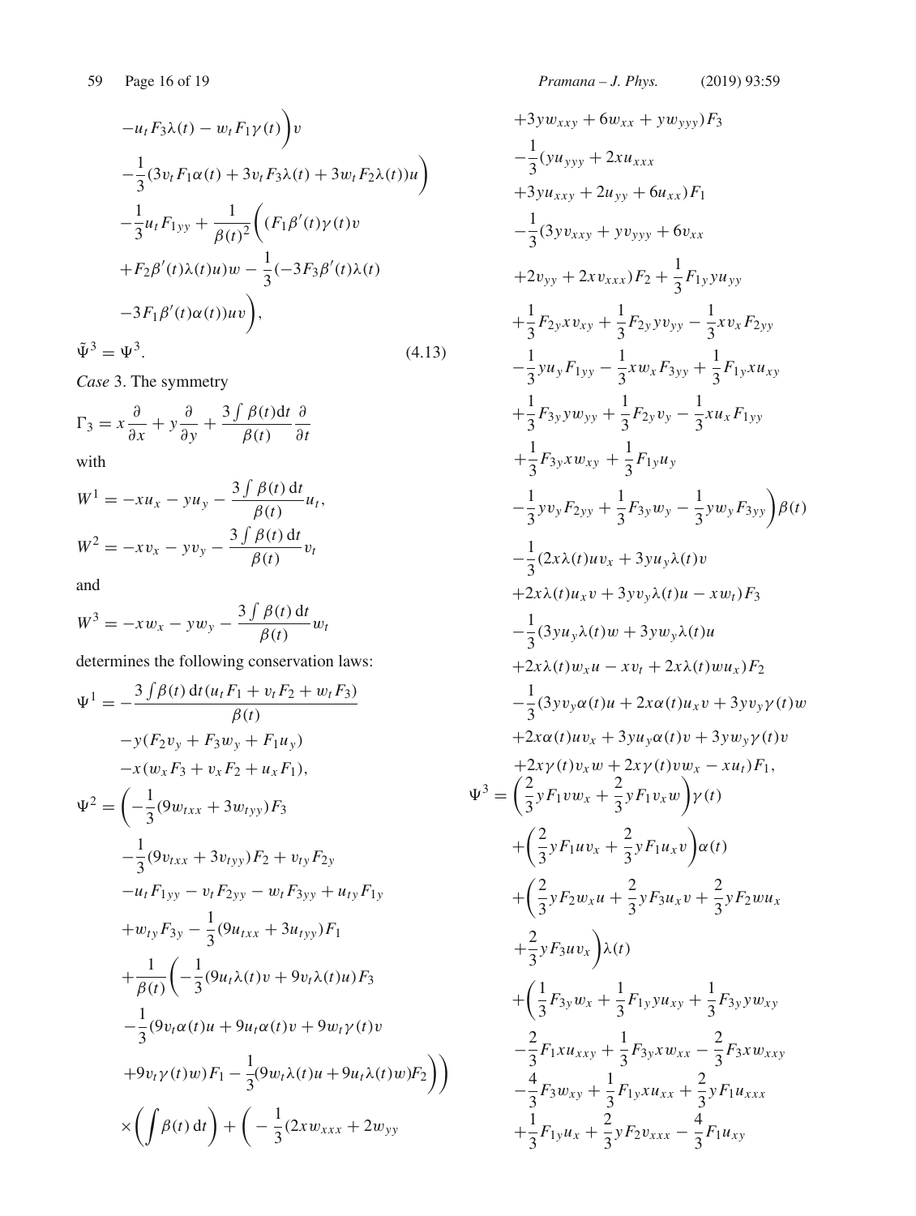$$
\begin{aligned}
&-u_t F_3 \lambda(t) - w_t F_1 \gamma(t)\Big) v \\
&-\frac{1}{3}(3 v_t F_1 \alpha(t) + 3 v_t F_3 \lambda(t) + 3 w_t F_2 \lambda(t)) u\Big) \\
&-\frac{1}{3} u_t F_{1yy} + \frac{1}{\beta(t)^2}\Big((F_1 \beta'(t) \gamma(t) v \\
&+F_2 \beta'(t) \lambda(t) u) w - \frac{1}{3}(-3 F_3 \beta'(t) \lambda(t) \\
&-3 F_1 \beta'(t) \alpha(t)) u v\Big),
\end{aligned}
$$

$$
\tilde{\Psi}^3 = \Psi^3. \tag{4.13}
$$

*Case* 3. The symmetry

$$
\Gamma_3 = x\frac{\partial}{\partial x} + y\frac{\partial}{\partial y} + \frac{3\int \beta(t)\mathrm{d}t}{\beta(t)}\frac{\partial}{\partial t}
$$

with

$$
W^1 = -x u_x - y u_y - \frac{3\int \beta(t)\,\mathrm{d}t}{\beta(t)} u_t,
$$

$$
W^2 = -x v_x - y v_y - \frac{3\int \beta(t)\,\mathrm{d}t}{\beta(t)} v_t
$$

and

$$
W^3 = -x w_x - y w_y - \frac{3\int \beta(t)\,\mathrm{d}t}{\beta(t)} w_t
$$

determines the following conservation laws:

$$
\begin{aligned}
\Psi^1 = &-\frac{3\int \beta(t)\,\mathrm{d}t (u_t F_1 + v_t F_2 + w_t F_3)}{\beta(t)} \\
&-y(F_2 v_y + F_3 w_y + F_1 u_y) \\
&-x(w_x F_3 + v_x F_2 + u_x F_1),
\end{aligned}
$$

$$
\begin{aligned}
\Psi^2 = &\Big(-\frac{1}{3}(9 w_{txx} + 3 w_{tyy}) F_3 \\
&-\frac{1}{3}(9 v_{txx} + 3 v_{tyy}) F_2 + v_{ty} F_{2y} \\
&-u_t F_{1yy} - v_t F_{2yy} - w_t F_{3yy} + u_{ty} F_{1y} \\
&+w_{ty} F_{3y} - \frac{1}{3}(9 u_{txx} + 3 u_{tyy}) F_1 \\
&+\frac{1}{\beta(t)}\Big(-\frac{1}{3}(9 u_t \lambda(t) v + 9 v_t \lambda(t) u) F_3 \\
&-\frac{1}{3}(9 v_t \alpha(t) u + 9 u_t \alpha(t) v + 9 w_t \gamma(t) v \\
&+9 v_t \gamma(t) w) F_1 - \frac{1}{3}(9 w_t \lambda(t) u + 9 u_t \lambda(t) w) F_2\Big)\Big) \\
&\times\Big(\int \beta(t)\,\mathrm{d}t\Big) + \Big(-\frac{1}{3}(2 x w_{xxx} + 2 w_{yy} \\
&+3 y w_{xxy} + 6 w_{xx} + y w_{yyy}) F_3 \\
&-\frac{1}{3}(y u_{yyy} + 2 x u_{xxx} \\
&+3 y u_{xxy} + 2 u_{yy} + 6 u_{xx}) F_1 \\
&-\frac{1}{3}(3 y v_{xxy} + y v_{yyy} + 6 v_{xx} \\
&+2 v_{yy} + 2 x v_{xxx}) F_2 + \frac{1}{3} F_{1y} y u_{yy} \\
&+\frac{1}{3} F_{2y} x v_{xy} + \frac{1}{3} F_{2y} y v_{yy} - \frac{1}{3} x v_x F_{2yy} \\
&-\frac{1}{3} y u_y F_{1yy} - \frac{1}{3} x w_x F_{3yy} + \frac{1}{3} F_{1y} x u_{xy} \\
&+\frac{1}{3} F_{3y} y w_{yy} + \frac{1}{3} F_{2y} v_y - \frac{1}{3} x u_x F_{1yy} \\
&+\frac{1}{3} F_{3y} x w_{xy} + \frac{1}{3} F_{1y} u_y \\
&-\frac{1}{3} y v_y F_{2yy} + \frac{1}{3} F_{3y} w_y - \frac{1}{3} y w_y F_{3yy}\Big)\beta(t) \\
&-\frac{1}{3}(2 x \lambda(t) u v_x + 3 y u_y \lambda(t) v \\
&+2 x \lambda(t) u_x v + 3 y v_y \lambda(t) u - x w_t) F_3 \\
&-\frac{1}{3}(3 y u_y \lambda(t) w + 3 y w_y \lambda(t) u \\
&+2 x \lambda(t) w_x u - x v_t + 2 x \lambda(t) w u_x) F_2 \\
&-\frac{1}{3}(3 y v_y \alpha(t) u + 2 x \alpha(t) u_x v + 3 y v_y \gamma(t) w \\
&+2 x \alpha(t) u v_x + 3 y u_y \alpha(t) v + 3 y w_y \gamma(t) v \\
&+2 x \gamma(t) v_x w + 2 x \gamma(t) v w_x - x u_t) F_1,
\end{aligned}
$$

$$
\begin{aligned}
\Psi^3 = &\Big(\frac{2}{3} y F_1 v w_x + \frac{2}{3} y F_1 v_x w\Big)\gamma(t) \\
&+\Big(\frac{2}{3} y F_1 u v_x + \frac{2}{3} y F_1 u_x v\Big)\alpha(t) \\
&+\Big(\frac{2}{3} y F_2 w_x u + \frac{2}{3} y F_3 u_x v + \frac{2}{3} y F_2 w u_x \\
&+\frac{2}{3} y F_3 u v_x\Big)\lambda(t) \\
&+\Big(\frac{1}{3} F_{3y} w_x + \frac{1}{3} F_{1y} y u_{xy} + \frac{1}{3} F_{3y} y w_{xy} \\
&-\frac{2}{3} F_1 x u_{xxy} + \frac{1}{3} F_{3y} x w_{xx} - \frac{2}{3} F_3 x w_{xxy} \\
&-\frac{4}{3} F_3 w_{xy} + \frac{1}{3} F_{1y} x u_{xx} + \frac{2}{3} y F_1 u_{xxx} \\
&+\frac{1}{3} F_{1y} u_x + \frac{2}{3} y F_2 v_{xxx} - \frac{4}{3} F_1 u_{xy}
\end{aligned}
$$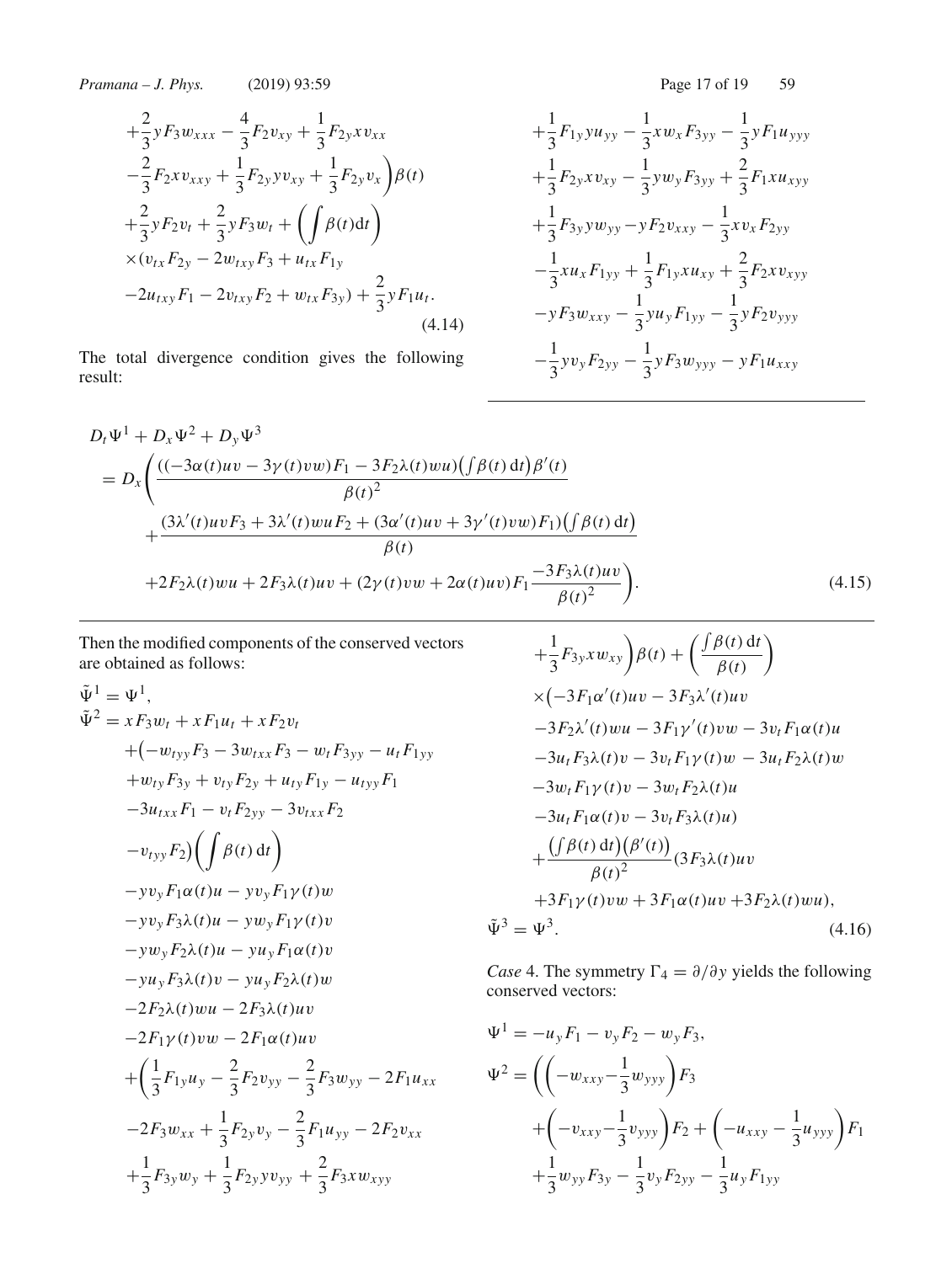$$
\begin{aligned}
&+\frac{2}{3}yF_3w_{xxx}-\frac{4}{3}F_2v_{xy}+\frac{1}{3}F_{2y}xv_{xx}\\
&-\frac{2}{3}F_2xv_{xxy}+\frac{1}{3}F_{2y}yv_{xy}+\frac{1}{3}F_{2y}v_x\Big)\beta(t)\\
&+\frac{2}{3}yF_2v_t+\frac{2}{3}yF_3w_t+\left(\int\beta(t)\mathrm{d}t\right)\\
&\times(v_{tx}F_{2y}-2w_{txy}F_3+u_{tx}F_{1y}\\
&-2u_{txy}F_1-2v_{txy}F_2+w_{tx}F_{3y})+\frac{2}{3}yF_1u_t. \qquad (4.14)
\end{aligned}
$$

The total divergence condition gives the following result:

$$
\begin{aligned}
&+\frac{1}{3}F_{1y}yu_{yy}-\frac{1}{3}xw_xF_{3yy}-\frac{1}{3}yF_1u_{yyy}\\
&+\frac{1}{3}F_{2y}xv_{xy}-\frac{1}{3}yw_yF_{3yy}+\frac{2}{3}F_1xu_{xyy}\\
&+\frac{1}{3}F_{3y}yw_{yy}-yF_2v_{xxy}-\frac{1}{3}xv_xF_{2yy}\\
&-\frac{1}{3}xu_xF_{1yy}+\frac{1}{3}F_{1y}xu_{xy}+\frac{2}{3}F_2xv_{xyy}\\
&-yF_3w_{xxy}-\frac{1}{3}yu_yF_{1yy}-\frac{1}{3}yF_2v_{yyy}\\
&-\frac{1}{3}yv_yF_{2yy}-\frac{1}{3}yF_3w_{yyy}-yF_1u_{xxy}
\end{aligned}
$$

$$
\begin{aligned}
&D_t\Psi^1+D_x\Psi^2+D_y\Psi^3\\
&=D_x\Bigg(\frac{((-3\alpha(t)uv-3\gamma(t)vw)F_1-3F_2\lambda(t)wu)\left(\int\beta(t)\,\mathrm{d}t\right)\beta'(t)}{\beta(t)^2}\\
&\quad+\frac{(3\lambda'(t)uvF_3+3\lambda'(t)wuF_2+(3\alpha'(t)uv+3\gamma'(t)vw)F_1)\left(\int\beta(t)\,\mathrm{d}t\right)}{\beta(t)}\\
&\quad+2F_2\lambda(t)wu+2F_3\lambda(t)uv+(2\gamma(t)vw+2\alpha(t)uv)F_1\frac{-3F_3\lambda(t)uv}{\beta(t)^2}\Bigg). \qquad (4.15)
\end{aligned}
$$

Then the modified components of the conserved vectors are obtained as follows:

$$
\begin{aligned}
\tilde{\Psi}^1&=\Psi^1,\\
\tilde{\Psi}^2&=xF_3w_t+xF_1u_t+xF_2v_t\\
&+\big(-w_{tyy}F_3-3w_{txx}F_3-w_tF_{3yy}-u_tF_{1yy}\\
&+w_{ty}F_{3y}+v_{ty}F_{2y}+u_{ty}F_{1y}-u_{tyy}F_1\\
&-3u_{txx}F_1-v_tF_{2yy}-3v_{txx}F_2\\
&-v_{tyy}F_2\big)\left(\int\beta(t)\,\mathrm{d}t\right)\\
&-yv_yF_1\alpha(t)u-yv_yF_1\gamma(t)w\\
&-yv_yF_3\lambda(t)u-yw_yF_1\gamma(t)v\\
&-yw_yF_2\lambda(t)u-yu_yF_1\alpha(t)v\\
&-yu_yF_3\lambda(t)v-yu_yF_2\lambda(t)w\\
&-2F_2\lambda(t)wu-2F_3\lambda(t)uv\\
&-2F_1\gamma(t)vw-2F_1\alpha(t)uv\\
&+\bigg(\frac{1}{3}F_{1y}u_y-\frac{2}{3}F_2v_{yy}-\frac{2}{3}F_3w_{yy}-2F_1u_{xx}\\
&-2F_3w_{xx}+\frac{1}{3}F_{2y}v_y-\frac{2}{3}F_1u_{yy}-2F_2v_{xx}\\
&+\frac{1}{3}F_{3y}w_y+\frac{1}{3}F_{2y}yv_{yy}+\frac{2}{3}F_3xw_{xyy}\\
&+\frac{1}{3}F_{3y}xw_{xy}\bigg)\beta(t)+\left(\frac{\int\beta(t)\,\mathrm{d}t}{\beta(t)}\right)\\
&\times\big(-3F_1\alpha'(t)uv-3F_3\lambda'(t)uv\\
&-3F_2\lambda'(t)wu-3F_1\gamma'(t)vw-3v_tF_1\alpha(t)u\\
&-3u_tF_3\lambda(t)v-3v_tF_1\gamma(t)w-3u_tF_2\lambda(t)w\\
&-3w_tF_1\gamma(t)v-3w_tF_2\lambda(t)u\\
&-3u_tF_1\alpha(t)v-3v_tF_3\lambda(t)u)\\
&+\frac{\left(\int\beta(t)\,\mathrm{d}t\right)\left(\beta'(t)\right)}{\beta(t)^2}(3F_3\lambda(t)uv\\
&+3F_1\gamma(t)vw+3F_1\alpha(t)uv+3F_2\lambda(t)wu),\\
\tilde{\Psi}^3&=\Psi^3. \qquad (4.16)
\end{aligned}
$$

*Case* 4. The symmetry $\Gamma_4=\partial/\partial y$ yields the following conserved vectors:

$$
\begin{aligned}
\Psi^1&=-u_yF_1-v_yF_2-w_yF_3,\\
\Psi^2&=\bigg(\left(-w_{xxy}-\frac{1}{3}w_{yyy}\right)F_3\\
&+\left(-v_{xxy}-\frac{1}{3}v_{yyy}\right)F_2+\left(-u_{xxy}-\frac{1}{3}u_{yyy}\right)F_1\\
&+\frac{1}{3}w_{yy}F_{3y}-\frac{1}{3}v_yF_{2yy}-\frac{1}{3}u_yF_{1yy}
\end{aligned}
$$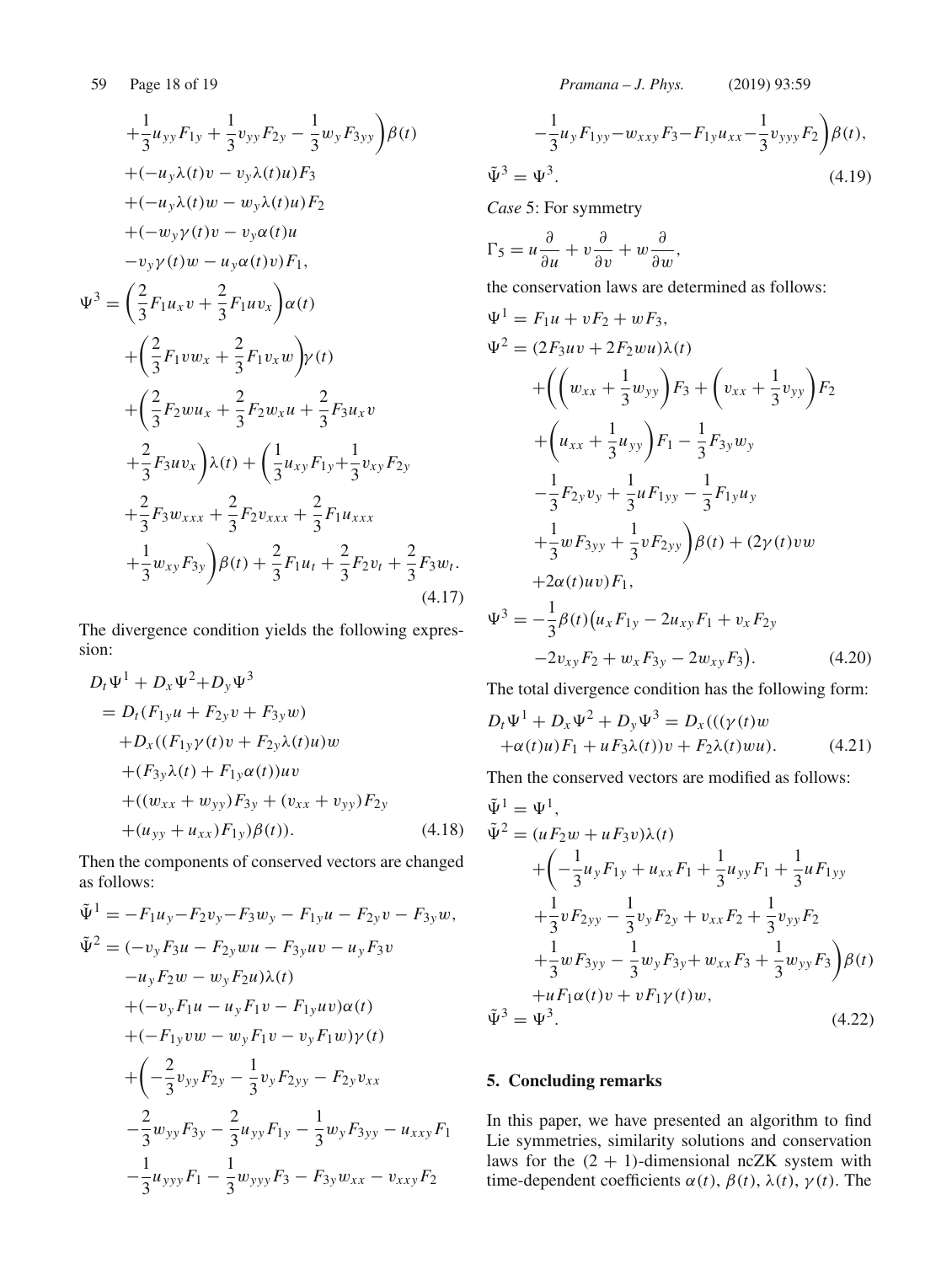$$
\begin{aligned}
&+\frac{1}{3}u_{yy}F_{1y}+\frac{1}{3}v_{yy}F_{2y}-\frac{1}{3}w_yF_{3yy}\bigg)\beta(t)\\
&+(-u_y\lambda(t)v-v_y\lambda(t)u)F_3\\
&+(-u_y\lambda(t)w-w_y\lambda(t)u)F_2\\
&+(-w_y\gamma(t)v-v_y\alpha(t)u\\
&-v_y\gamma(t)w-u_y\alpha(t)v)F_1,\\
\Psi^3=&\left(\frac{2}{3}F_1u_xv+\frac{2}{3}F_1uv_x\right)\alpha(t)\\
&+\left(\frac{2}{3}F_1vw_x+\frac{2}{3}F_1v_xw\right)\gamma(t)\\
&+\bigg(\frac{2}{3}F_2wu_x+\frac{2}{3}F_2w_xu+\frac{2}{3}F_3u_xv\\
&+\frac{2}{3}F_3uv_x\bigg)\lambda(t)+\bigg(\frac{1}{3}u_{xy}F_{1y}+\frac{1}{3}v_{xy}F_{2y}\\
&+\frac{2}{3}F_3w_{xxx}+\frac{2}{3}F_2v_{xxx}+\frac{2}{3}F_1u_{xxx}\\
&+\frac{1}{3}w_{xy}F_{3y}\bigg)\beta(t)+\frac{2}{3}F_1u_t+\frac{2}{3}F_2v_t+\frac{2}{3}F_3w_t.
\end{aligned}
\tag{4.17}
$$

The divergence condition yields the following expression:

$$
\begin{aligned}
&D_t\Psi^1+D_x\Psi^2+D_y\Psi^3\\
&=D_t(F_{1y}u+F_{2y}v+F_{3y}w)\\
&\quad+D_x((F_{1y}\gamma(t)v+F_{2y}\lambda(t)u)w\\
&\quad+(F_{3y}\lambda(t)+F_{1y}\alpha(t))uv\\
&\quad+((w_{xx}+w_{yy})F_{3y}+(v_{xx}+v_{yy})F_{2y}\\
&\quad+(u_{yy}+u_{xx})F_{1y})\beta(t)).
\end{aligned}
\tag{4.18}
$$

Then the components of conserved vectors are changed as follows:

$$
\begin{aligned}
\tilde{\Psi}^1=&-F_1u_y-F_2v_y-F_3w_y-F_{1y}u-F_{2y}v-F_{3y}w,\\
\tilde{\Psi}^2=&(-v_yF_3u-F_{2y}wu-F_{3y}uv-u_yF_3v\\
&-u_yF_2w-w_yF_2u)\lambda(t)\\
&+(-v_yF_1u-u_yF_1v-F_{1y}uv)\alpha(t)\\
&+(-F_{1y}vw-w_yF_1v-v_yF_1w)\gamma(t)\\
&+\bigg(-\frac{2}{3}v_{yy}F_{2y}-\frac{1}{3}v_yF_{2yy}-F_{2y}v_{xx}\\
&-\frac{2}{3}w_{yy}F_{3y}-\frac{2}{3}u_{yy}F_{1y}-\frac{1}{3}w_yF_{3yy}-u_{xxy}F_1\\
&-\frac{1}{3}u_{yyy}F_1-\frac{1}{3}w_{yyy}F_3-F_{3y}w_{xx}-v_{xxy}F_2\\
&-\frac{1}{3}u_yF_{1yy}-w_{xxy}F_3-F_{1y}u_{xx}-\frac{1}{3}v_{yyy}F_2\bigg)\beta(t),\\
\tilde{\Psi}^3=&\Psi^3.
\end{aligned}
\tag{4.19}
$$

*Case* 5: For symmetry

$$
\Gamma_5=u\frac{\partial}{\partial u}+v\frac{\partial}{\partial v}+w\frac{\partial}{\partial w},
$$

the conservation laws are determined as follows:

$$
\begin{aligned}
\Psi^1=&F_1u+vF_2+wF_3,\\
\Psi^2=&(2F_3uv+2F_2wu)\lambda(t)\\
&+\bigg(\left(w_{xx}+\frac{1}{3}w_{yy}\right)F_3+\left(v_{xx}+\frac{1}{3}v_{yy}\right)F_2\\
&+\left(u_{xx}+\frac{1}{3}u_{yy}\right)F_1-\frac{1}{3}F_{3y}w_y\\
&-\frac{1}{3}F_{2y}v_y+\frac{1}{3}uF_{1yy}-\frac{1}{3}F_{1y}u_y\\
&+\frac{1}{3}wF_{3yy}+\frac{1}{3}vF_{2yy}\bigg)\beta(t)+(2\gamma(t)vw\\
&+2\alpha(t)uv)F_1,\\
\Psi^3=&-\frac{1}{3}\beta(t)\big(u_xF_{1y}-2u_{xy}F_1+v_xF_{2y}\\
&-2v_{xy}F_2+w_xF_{3y}-2w_{xy}F_3\big).
\end{aligned}
\tag{4.20}
$$

The total divergence condition has the following form:

$$
\begin{aligned}
D_t\Psi^1+D_x\Psi^2+D_y\Psi^3=&D_x(((\gamma(t)w\\
&+\alpha(t)u)F_1+uF_3\lambda(t))v+F_2\lambda(t)wu).
\end{aligned}
\tag{4.21}
$$

Then the conserved vectors are modified as follows:

$$
\begin{aligned}
\tilde{\Psi}^1=&\Psi^1,\\
\tilde{\Psi}^2=&(uF_2w+uF_3v)\lambda(t)\\
&+\bigg(-\frac{1}{3}u_yF_{1y}+u_{xx}F_1+\frac{1}{3}u_{yy}F_1+\frac{1}{3}uF_{1yy}\\
&+\frac{1}{3}vF_{2yy}-\frac{1}{3}v_yF_{2y}+v_{xx}F_2+\frac{1}{3}v_{yy}F_2\\
&+\frac{1}{3}wF_{3yy}-\frac{1}{3}w_yF_{3y}+w_{xx}F_3+\frac{1}{3}w_{yy}F_3\bigg)\beta(t)\\
&+uF_1\alpha(t)v+vF_1\gamma(t)w,\\
\tilde{\Psi}^3=&\Psi^3.
\end{aligned}
\tag{4.22}
$$

## 5. Concluding remarks

In this paper, we have presented an algorithm to find Lie symmetries, similarity solutions and conservation laws for the $(2+1)$-dimensional ncZK system with time-dependent coefficients $\alpha(t)$, $\beta(t)$, $\lambda(t)$, $\gamma(t)$. The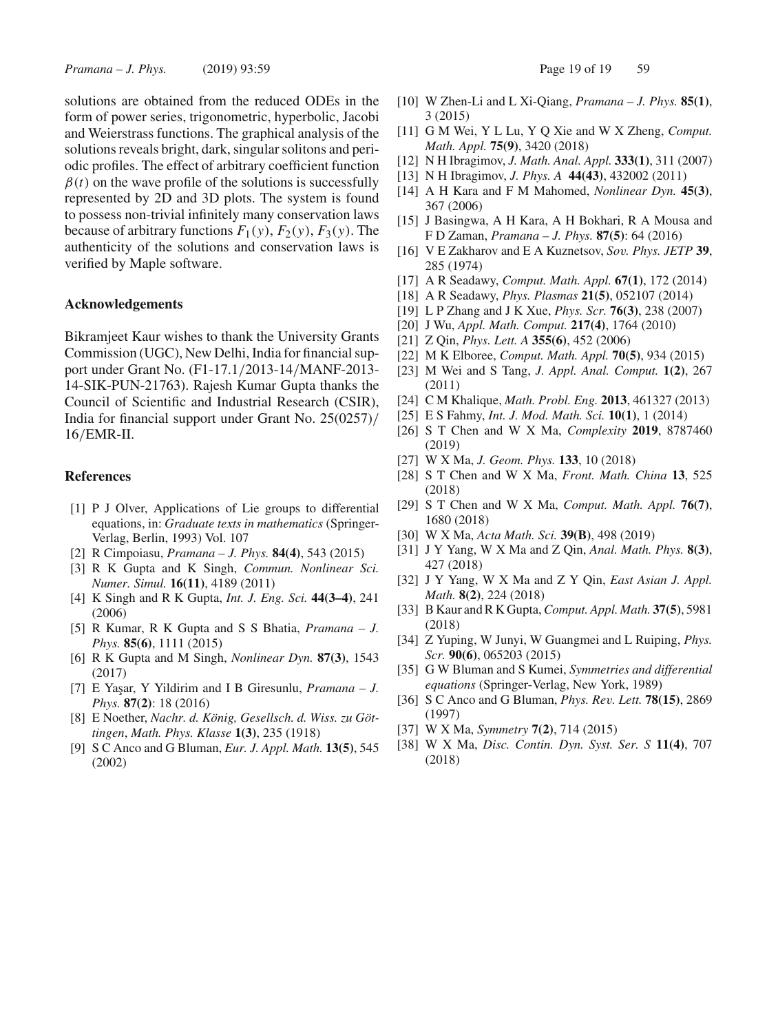solutions are obtained from the reduced ODEs in the form of power series, trigonometric, hyperbolic, Jacobi and Weierstrass functions. The graphical analysis of the solutions reveals bright, dark, singular solitons and periodic profiles. The effect of arbitrary coefficient function $\beta(t)$ on the wave profile of the solutions is successfully represented by 2D and 3D plots. The system is found to possess non-trivial infinitely many conservation laws because of arbitrary functions $F_1(y)$, $F_2(y)$, $F_3(y)$. The authenticity of the solutions and conservation laws is verified by Maple software.

## Acknowledgements

Bikramjeet Kaur wishes to thank the University Grants Commission (UGC), New Delhi, India for financial support under Grant No. (F1-17.1/2013-14/MANF-2013-14-SIK-PUN-21763). Rajesh Kumar Gupta thanks the Council of Scientific and Industrial Research (CSIR), India for financial support under Grant No. 25(0257)/16/EMR-II.

## References

[1] P J Olver, Applications of Lie groups to differential equations, in: *Graduate texts in mathematics* (Springer-Verlag, Berlin, 1993) Vol. 107

[2] R Cimpoiasu, *Pramana – J. Phys.* **84(4)**, 543 (2015)

[3] R K Gupta and K Singh, *Commun. Nonlinear Sci. Numer. Simul.* **16(11)**, 4189 (2011)

[4] K Singh and R K Gupta, *Int. J. Eng. Sci.* **44(3–4)**, 241 (2006)

[5] R Kumar, R K Gupta and S S Bhatia, *Pramana – J. Phys.* **85(6)**, 1111 (2015)

[6] R K Gupta and M Singh, *Nonlinear Dyn.* **87(3)**, 1543 (2017)

[7] E Yaşar, Y Yildirim and I B Giresunlu, *Pramana – J. Phys.* **87(2)**: 18 (2016)

[8] E Noether, *Nachr. d. König, Gesellsch. d. Wiss. zu Göttingen*, *Math. Phys. Klasse* **1(3)**, 235 (1918)

[9] S C Anco and G Bluman, *Eur. J. Appl. Math.* **13(5)**, 545 (2002)

[10] W Zhen-Li and L Xi-Qiang, *Pramana – J. Phys.* **85(1)**, 3 (2015)

[11] G M Wei, Y L Lu, Y Q Xie and W X Zheng, *Comput. Math. Appl.* **75(9)**, 3420 (2018)

[12] N H Ibragimov, *J. Math. Anal. Appl.* **333(1)**, 311 (2007)

[13] N H Ibragimov, *J. Phys. A* **44(43)**, 432002 (2011)

[14] A H Kara and F M Mahomed, *Nonlinear Dyn.* **45(3)**, 367 (2006)

[15] J Basingwa, A H Kara, A H Bokhari, R A Mousa and F D Zaman, *Pramana – J. Phys.* **87(5)**: 64 (2016)

[16] V E Zakharov and E A Kuznetsov, *Sov. Phys. JETP* **39**, 285 (1974)

[17] A R Seadawy, *Comput. Math. Appl.* **67(1)**, 172 (2014)

[18] A R Seadawy, *Phys. Plasmas* **21(5)**, 052107 (2014)

[19] L P Zhang and J K Xue, *Phys. Scr.* **76(3)**, 238 (2007)

[20] J Wu, *Appl. Math. Comput.* **217(4)**, 1764 (2010)

[21] Z Qin, *Phys. Lett. A* **355(6)**, 452 (2006)

[22] M K Elboree, *Comput. Math. Appl.* **70(5)**, 934 (2015)

[23] M Wei and S Tang, *J. Appl. Anal. Comput.* **1(2)**, 267 (2011)

[24] C M Khalique, *Math. Probl. Eng.* **2013**, 461327 (2013)

[25] E S Fahmy, *Int. J. Mod. Math. Sci.* **10(1)**, 1 (2014)

[26] S T Chen and W X Ma, *Complexity* **2019**, 8787460 (2019)

[27] W X Ma, *J. Geom. Phys.* **133**, 10 (2018)

[28] S T Chen and W X Ma, *Front. Math. China* **13**, 525 (2018)

[29] S T Chen and W X Ma, *Comput. Math. Appl.* **76(7)**, 1680 (2018)

[30] W X Ma, *Acta Math. Sci.* **39(B)**, 498 (2019)

[31] J Y Yang, W X Ma and Z Qin, *Anal. Math. Phys.* **8(3)**, 427 (2018)

[32] J Y Yang, W X Ma and Z Y Qin, *East Asian J. Appl. Math.* **8(2)**, 224 (2018)

[33] B Kaur and R K Gupta, *Comput. Appl. Math.* **37(5)**, 5981 (2018)

[34] Z Yuping, W Junyi, W Guangmei and L Ruiping, *Phys. Scr.* **90(6)**, 065203 (2015)

[35] G W Bluman and S Kumei, *Symmetries and differential equations* (Springer-Verlag, New York, 1989)

[36] S C Anco and G Bluman, *Phys. Rev. Lett.* **78(15)**, 2869 (1997)

[37] W X Ma, *Symmetry* **7(2)**, 714 (2015)

[38] W X Ma, *Disc. Contin. Dyn. Syst. Ser. S* **11(4)**, 707 (2018)